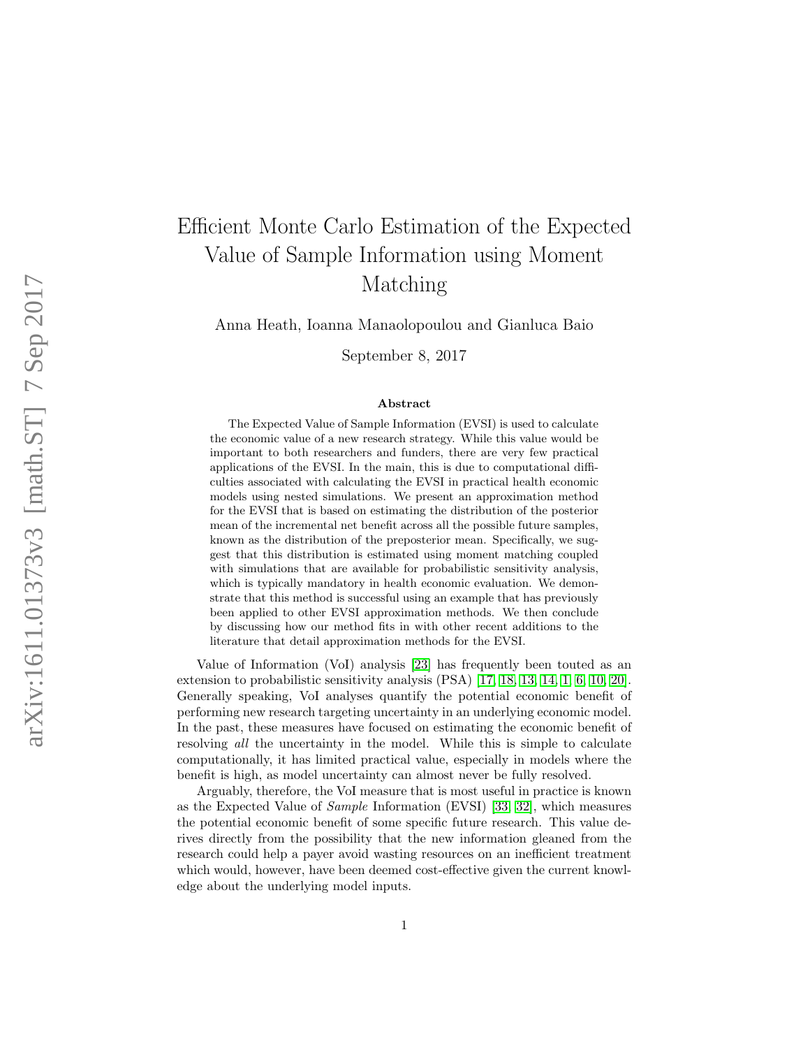# Efficient Monte Carlo Estimation of the Expected Value of Sample Information using Moment Matching

Anna Heath, Ioanna Manaolopoulou and Gianluca Baio

September 8, 2017

## Abstract

The Expected Value of Sample Information (EVSI) is used to calculate the economic value of a new research strategy. While this value would be important to both researchers and funders, there are very few practical applications of the EVSI. In the main, this is due to computational difficulties associated with calculating the EVSI in practical health economic models using nested simulations. We present an approximation method for the EVSI that is based on estimating the distribution of the posterior mean of the incremental net benefit across all the possible future samples, known as the distribution of the preposterior mean. Specifically, we suggest that this distribution is estimated using moment matching coupled with simulations that are available for probabilistic sensitivity analysis, which is typically mandatory in health economic evaluation. We demonstrate that this method is successful using an example that has previously been applied to other EVSI approximation methods. We then conclude by discussing how our method fits in with other recent additions to the literature that detail approximation methods for the EVSI.

Value of Information (VoI) analysis [23] has frequently been touted as an extension to probabilistic sensitivity analysis (PSA) [17, 18, 13, 14, 1, 6, 10, 20]. Generally speaking, VoI analyses quantify the potential economic benefit of performing new research targeting uncertainty in an underlying economic model. In the past, these measures have focused on estimating the economic benefit of resolving *all* the uncertainty in the model. While this is simple to calculate computationally, it has limited practical value, especially in models where the benefit is high, as model uncertainty can almost never be fully resolved.

Arguably, therefore, the VoI measure that is most useful in practice is known as the Expected Value of *Sample* Information (EVSI) [33, 32], which measures the potential economic benefit of some specific future research. This value derives directly from the possibility that the new information gleaned from the research could help a payer avoid wasting resources on an inefficient treatment which would, however, have been deemed cost-effective given the current knowledge about the underlying model inputs.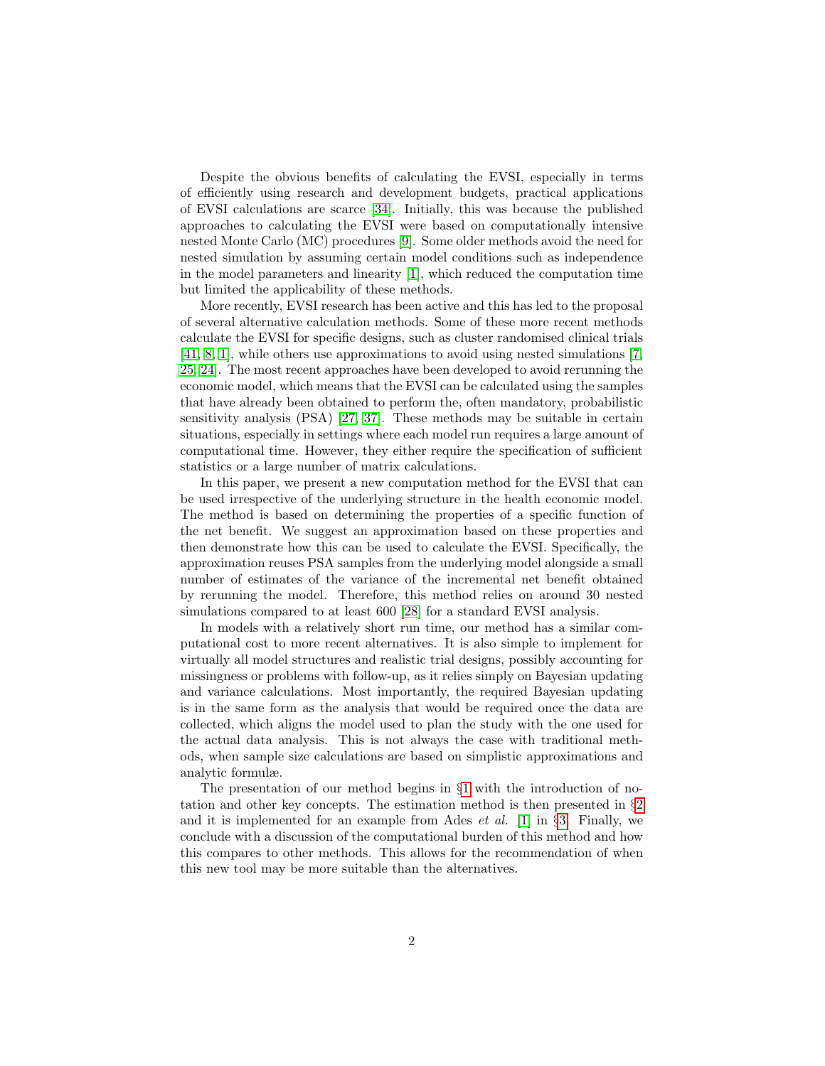Despite the obvious benefits of calculating the EVSI, especially in terms of efficiently using research and development budgets, practical applications of EVSI calculations are scarce [34]. Initially, this was because the published approaches to calculating the EVSI were based on computationally intensive nested Monte Carlo (MC) procedures [9]. Some older methods avoid the need for nested simulation by assuming certain model conditions such as independence in the model parameters and linearity [1], which reduced the computation time but limited the applicability of these methods.

More recently, EVSI research has been active and this has led to the proposal of several alternative calculation methods. Some of these more recent methods calculate the EVSI for specific designs, such as cluster randomised clinical trials [41, 8, 1], while others use approximations to avoid using nested simulations [7, 25, 24]. The most recent approaches have been developed to avoid rerunning the economic model, which means that the EVSI can be calculated using the samples that have already been obtained to perform the, often mandatory, probabilistic sensitivity analysis (PSA) [27, 37]. These methods may be suitable in certain situations, especially in settings where each model run requires a large amount of computational time. However, they either require the specification of sufficient statistics or a large number of matrix calculations.

In this paper, we present a new computation method for the EVSI that can be used irrespective of the underlying structure in the health economic model. The method is based on determining the properties of a specific function of the net benefit. We suggest an approximation based on these properties and then demonstrate how this can be used to calculate the EVSI. Specifically, the approximation reuses PSA samples from the underlying model alongside a small number of estimates of the variance of the incremental net benefit obtained by rerunning the model. Therefore, this method relies on around 30 nested simulations compared to at least 600 [28] for a standard EVSI analysis.

In models with a relatively short run time, our method has a similar computational cost to more recent alternatives. It is also simple to implement for virtually all model structures and realistic trial designs, possibly accounting for missingness or problems with follow-up, as it relies simply on Bayesian updating and variance calculations. Most importantly, the required Bayesian updating is in the same form as the analysis that would be required once the data are collected, which aligns the model used to plan the study with the one used for the actual data analysis. This is not always the case with traditional methods, when sample size calculations are based on simplistic approximations and analytic formulæ.

The presentation of our method begins in §1 with the introduction of notation and other key concepts. The estimation method is then presented in §2 and it is implemented for an example from Ades *et al.* [1] in §3. Finally, we conclude with a discussion of the computational burden of this method and how this compares to other methods. This allows for the recommendation of when this new tool may be more suitable than the alternatives.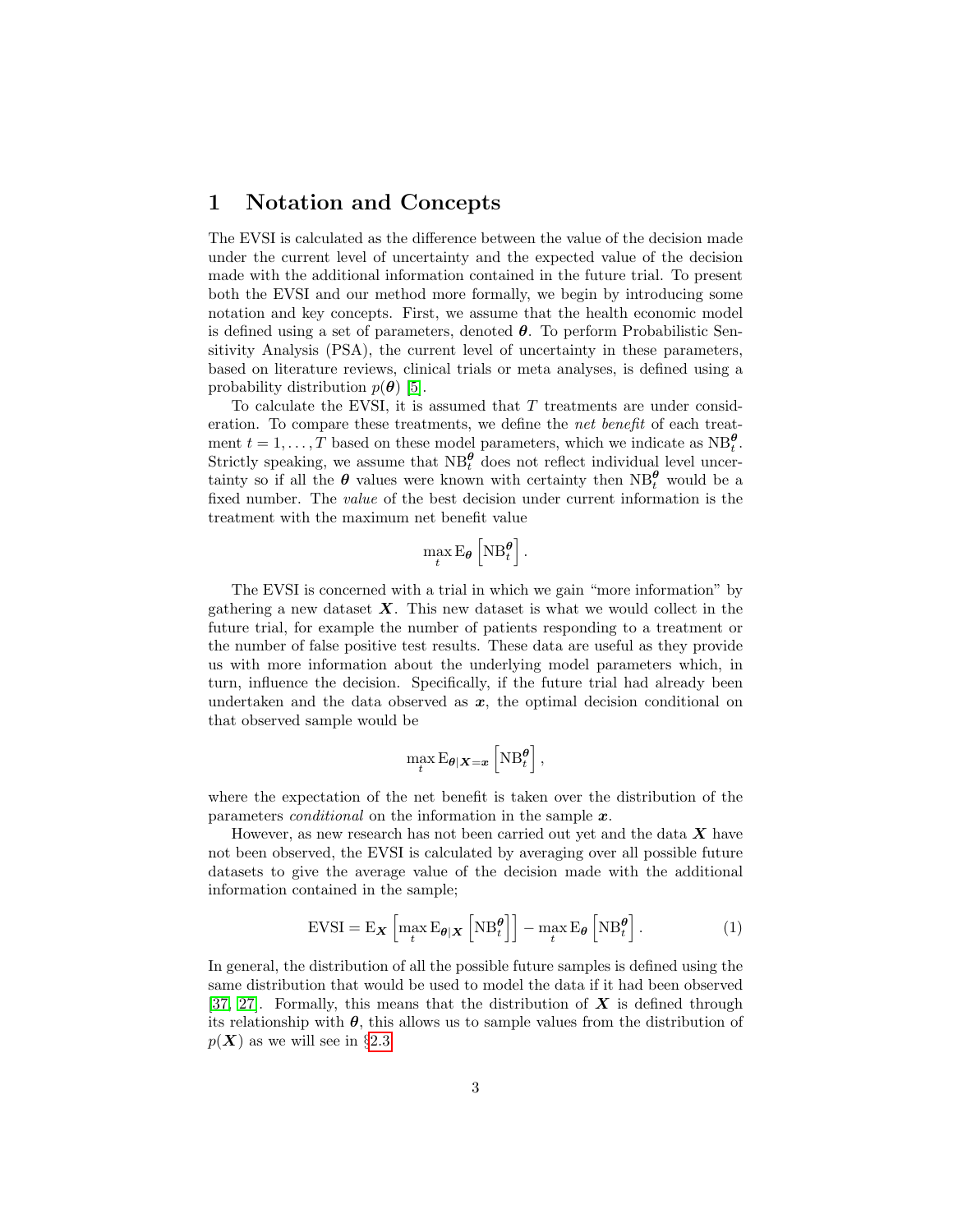# 1 Notation and Concepts

The EVSI is calculated as the difference between the value of the decision made under the current level of uncertainty and the expected value of the decision made with the additional information contained in the future trial. To present both the EVSI and our method more formally, we begin by introducing some notation and key concepts. First, we assume that the health economic model is defined using a set of parameters, denoted $\boldsymbol{\theta}$. To perform Probabilistic Sensitivity Analysis (PSA), the current level of uncertainty in these parameters, based on literature reviews, clinical trials or meta analyses, is defined using a probability distribution $p(\boldsymbol{\theta})$ [5].

To calculate the EVSI, it is assumed that $T$ treatments are under consideration. To compare these treatments, we define the *net benefit* of each treatment $t = 1, \dots, T$ based on these model parameters, which we indicate as $\text{NB}_t^{\boldsymbol{\theta}}$. Strictly speaking, we assume that $\text{NB}_t^{\boldsymbol{\theta}}$ does not reflect individual level uncertainty so if all the $\boldsymbol{\theta}$ values were known with certainty then $\text{NB}_t^{\boldsymbol{\theta}}$ would be a fixed number. The *value* of the best decision under current information is the treatment with the maximum net benefit value

$$\max_t \text{E}_{\boldsymbol{\theta}} \left[ \text{NB}_t^{\boldsymbol{\theta}} \right].$$

The EVSI is concerned with a trial in which we gain "more information" by gathering a new dataset $\boldsymbol{X}$. This new dataset is what we would collect in the future trial, for example the number of patients responding to a treatment or the number of false positive test results. These data are useful as they provide us with more information about the underlying model parameters which, in turn, influence the decision. Specifically, if the future trial had already been undertaken and the data observed as $\boldsymbol{x}$, the optimal decision conditional on that observed sample would be

$$\max_t \text{E}_{\boldsymbol{\theta}|\boldsymbol{X}=\boldsymbol{x}} \left[ \text{NB}_t^{\boldsymbol{\theta}} \right],$$

where the expectation of the net benefit is taken over the distribution of the parameters *conditional* on the information in the sample $\boldsymbol{x}$.

However, as new research has not been carried out yet and the data $\boldsymbol{X}$ have not been observed, the EVSI is calculated by averaging over all possible future datasets to give the average value of the decision made with the additional information contained in the sample;

$$\text{EVSI} = \text{E}_{\boldsymbol{X}} \left[ \max_t \text{E}_{\boldsymbol{\theta}|\boldsymbol{X}} \left[ \text{NB}_t^{\boldsymbol{\theta}} \right] \right] - \max_t \text{E}_{\boldsymbol{\theta}} \left[ \text{NB}_t^{\boldsymbol{\theta}} \right]. \tag{1}$$

In general, the distribution of all the possible future samples is defined using the same distribution that would be used to model the data if it had been observed [37, 27]. Formally, this means that the distribution of $\boldsymbol{X}$ is defined through its relationship with $\boldsymbol{\theta}$, this allows us to sample values from the distribution of $p(\boldsymbol{X})$ as we will see in §2.3.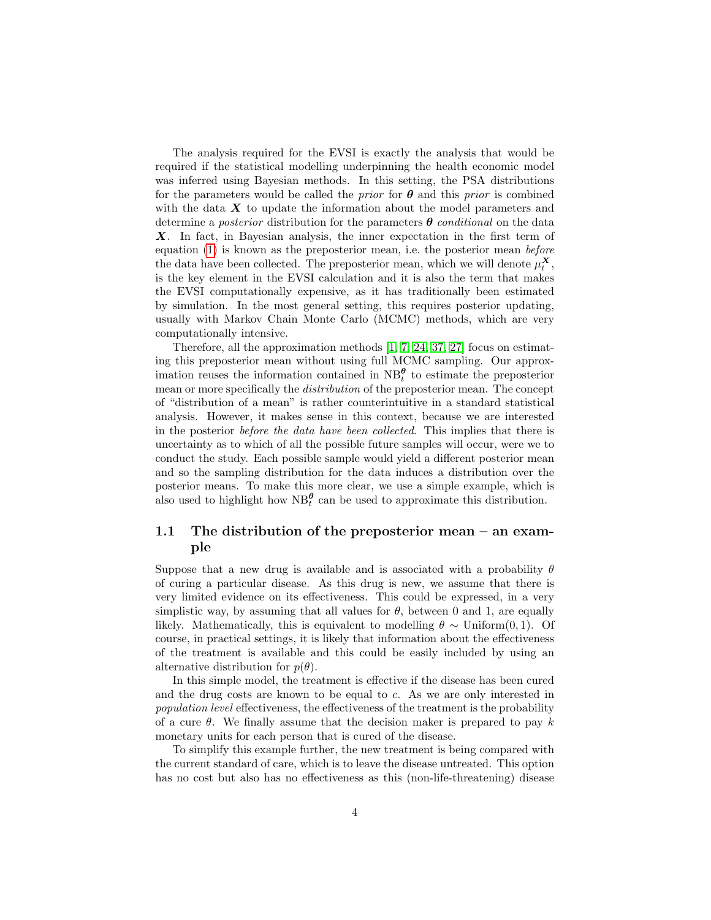The analysis required for the EVSI is exactly the analysis that would be required if the statistical modelling underpinning the health economic model was inferred using Bayesian methods. In this setting, the PSA distributions for the parameters would be called the *prior* for $\boldsymbol{\theta}$ and this *prior* is combined with the data $\boldsymbol{X}$ to update the information about the model parameters and determine a *posterior* distribution for the parameters $\boldsymbol{\theta}$ *conditional* on the data $\boldsymbol{X}$. In fact, in Bayesian analysis, the inner expectation in the first term of equation (1) is known as the preposterior mean, i.e. the posterior mean *before* the data have been collected. The preposterior mean, which we will denote $\mu_t^{\boldsymbol{X}}$, is the key element in the EVSI calculation and it is also the term that makes the EVSI computationally expensive, as it has traditionally been estimated by simulation. In the most general setting, this requires posterior updating, usually with Markov Chain Monte Carlo (MCMC) methods, which are very computationally intensive.

Therefore, all the approximation methods [1, 7, 24, 37, 27] focus on estimating this preposterior mean without using full MCMC sampling. Our approximation reuses the information contained in $\text{NB}_t^{\boldsymbol{\theta}}$ to estimate the preposterior mean or more specifically the *distribution* of the preposterior mean. The concept of "distribution of a mean" is rather counterintuitive in a standard statistical analysis. However, it makes sense in this context, because we are interested in the posterior *before the data have been collected*. This implies that there is uncertainty as to which of all the possible future samples will occur, were we to conduct the study. Each possible sample would yield a different posterior mean and so the sampling distribution for the data induces a distribution over the posterior means. To make this more clear, we use a simple example, which is also used to highlight how $\text{NB}_t^{\boldsymbol{\theta}}$ can be used to approximate this distribution.

## 1.1 The distribution of the preposterior mean – an example

Suppose that a new drug is available and is associated with a probability $\theta$ of curing a particular disease. As this drug is new, we assume that there is very limited evidence on its effectiveness. This could be expressed, in a very simplistic way, by assuming that all values for $\theta$, between 0 and 1, are equally likely. Mathematically, this is equivalent to modelling $\theta \sim \text{Uniform}(0, 1)$. Of course, in practical settings, it is likely that information about the effectiveness of the treatment is available and this could be easily included by using an alternative distribution for $p(\theta)$.

In this simple model, the treatment is effective if the disease has been cured and the drug costs are known to be equal to $c$. As we are only interested in *population level* effectiveness, the effectiveness of the treatment is the probability of a cure $\theta$. We finally assume that the decision maker is prepared to pay $k$ monetary units for each person that is cured of the disease.

To simplify this example further, the new treatment is being compared with the current standard of care, which is to leave the disease untreated. This option has no cost but also has no effectiveness as this (non-life-threatening) disease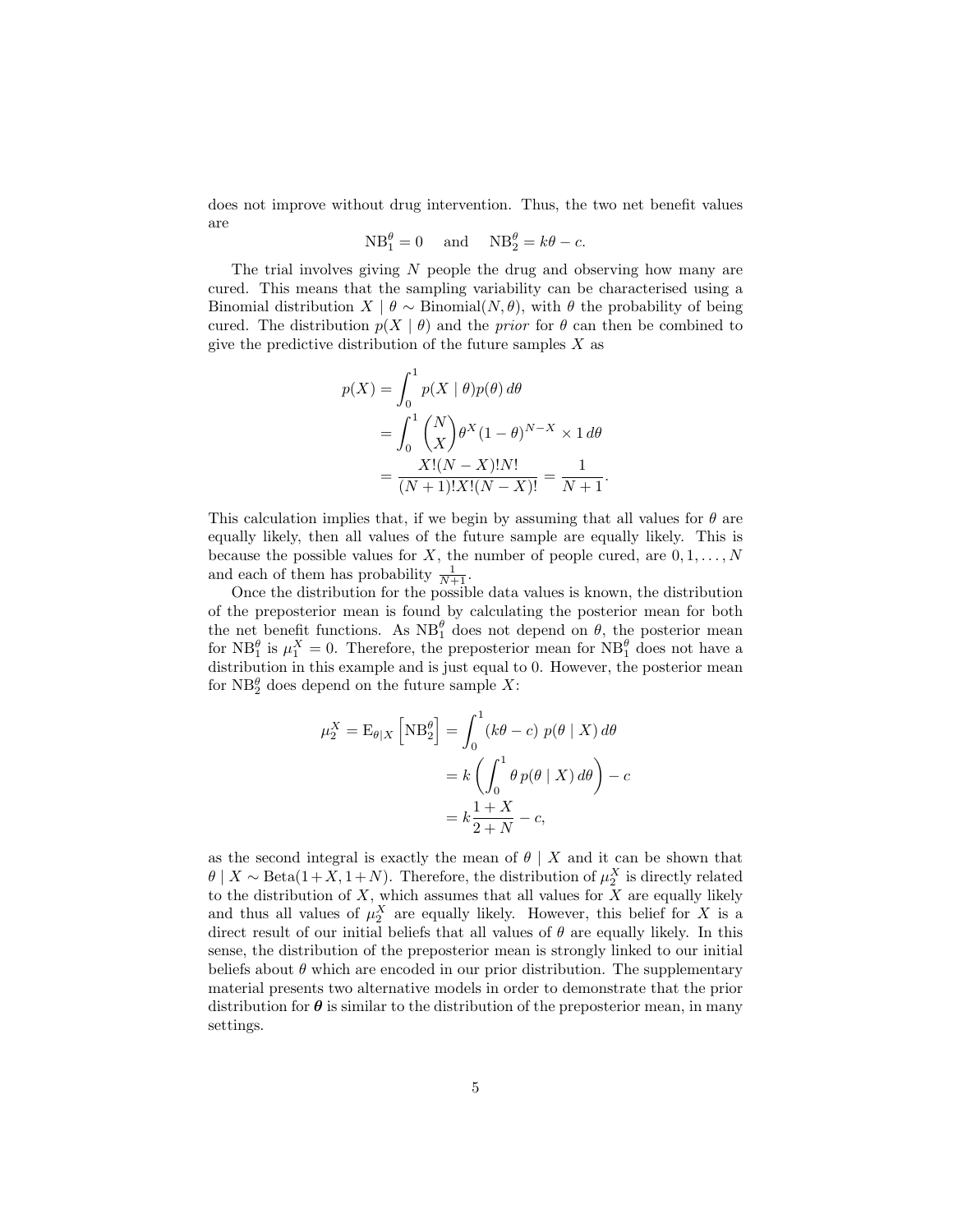does not improve without drug intervention. Thus, the two net benefit values are

$$\mathrm{NB}_1^\theta = 0 \quad \text{and} \quad \mathrm{NB}_2^\theta = k\theta - c.$$

The trial involves giving $N$ people the drug and observing how many are cured. This means that the sampling variability can be characterised using a Binomial distribution $X \mid \theta \sim \text{Binomial}(N, \theta)$, with $\theta$ the probability of being cured. The distribution $p(X \mid \theta)$ and the *prior* for $\theta$ can then be combined to give the predictive distribution of the future samples $X$ as

$$\begin{aligned}
p(X) &= \int_0^1 p(X \mid \theta) p(\theta)\, d\theta \\
&= \int_0^1 \binom{N}{X} \theta^X (1-\theta)^{N-X} \times 1\, d\theta \\
&= \frac{X!(N-X)!N!}{(N+1)!X!(N-X)!} = \frac{1}{N+1}.
\end{aligned}$$

This calculation implies that, if we begin by assuming that all values for $\theta$ are equally likely, then all values of the future sample are equally likely. This is because the possible values for $X$, the number of people cured, are $0, 1, \ldots, N$ and each of them has probability $\frac{1}{N+1}$.

Once the distribution for the possible data values is known, the distribution of the preposterior mean is found by calculating the posterior mean for both the net benefit functions. As $\mathrm{NB}_1^\theta$ does not depend on $\theta$, the posterior mean for $\mathrm{NB}_1^\theta$ is $\mu_1^X = 0$. Therefore, the preposterior mean for $\mathrm{NB}_1^\theta$ does not have a distribution in this example and is just equal to 0. However, the posterior mean for $\mathrm{NB}_2^\theta$ does depend on the future sample $X$:

$$\begin{aligned}
\mu_2^X = \mathrm{E}_{\theta \mid X}\left[\mathrm{NB}_2^\theta\right] &= \int_0^1 (k\theta - c)\; p(\theta \mid X)\, d\theta \\
&= k\left(\int_0^1 \theta\, p(\theta \mid X)\, d\theta\right) - c \\
&= k\frac{1+X}{2+N} - c,
\end{aligned}$$

as the second integral is exactly the mean of $\theta \mid X$ and it can be shown that $\theta \mid X \sim \text{Beta}(1+X, 1+N)$. Therefore, the distribution of $\mu_2^X$ is directly related to the distribution of $X$, which assumes that all values for $X$ are equally likely and thus all values of $\mu_2^X$ are equally likely. However, this belief for $X$ is a direct result of our initial beliefs that all values of $\theta$ are equally likely. In this sense, the distribution of the preposterior mean is strongly linked to our initial beliefs about $\theta$ which are encoded in our prior distribution. The supplementary material presents two alternative models in order to demonstrate that the prior distribution for $\boldsymbol{\theta}$ is similar to the distribution of the preposterior mean, in many settings.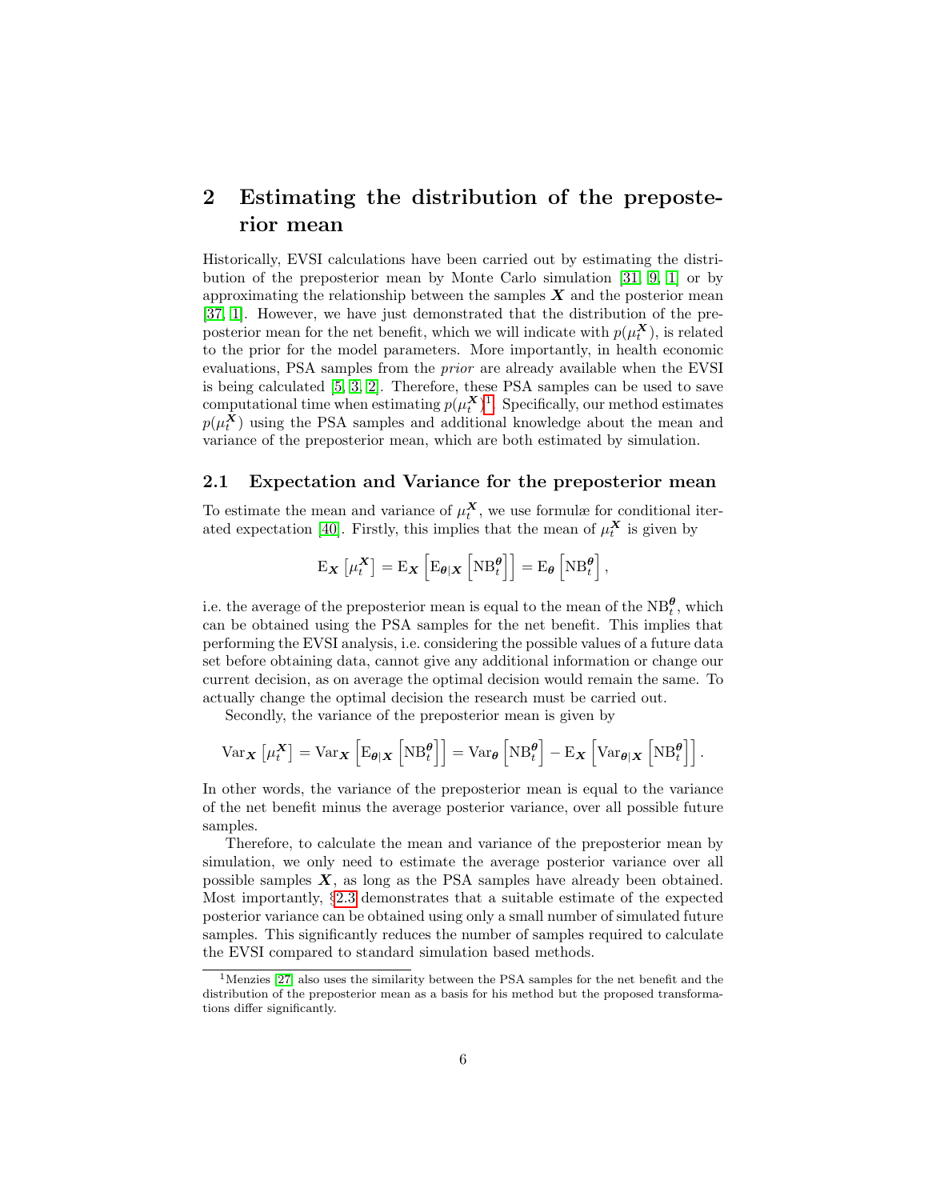# 2 Estimating the distribution of the preposterior mean

Historically, EVSI calculations have been carried out by estimating the distribution of the preposterior mean by Monte Carlo simulation [31, 9, 1] or by approximating the relationship between the samples $\boldsymbol{X}$ and the posterior mean [37, 1]. However, we have just demonstrated that the distribution of the preposterior mean for the net benefit, which we will indicate with $p(\mu_t^{\boldsymbol{X}})$, is related to the prior for the model parameters. More importantly, in health economic evaluations, PSA samples from the *prior* are already available when the EVSI is being calculated [5, 3, 2]. Therefore, these PSA samples can be used to save computational time when estimating $p(\mu_t^{\boldsymbol{X}})$[1]. Specifically, our method estimates $p(\mu_t^{\boldsymbol{X}})$ using the PSA samples and additional knowledge about the mean and variance of the preposterior mean, which are both estimated by simulation.

## 2.1 Expectation and Variance for the preposterior mean

To estimate the mean and variance of $\mu_t^{\boldsymbol{X}}$, we use formulæ for conditional iterated expectation [40]. Firstly, this implies that the mean of $\mu_t^{\boldsymbol{X}}$ is given by

$$\mathrm{E}_{\boldsymbol{X}}\left[\mu_t^{\boldsymbol{X}}\right] = \mathrm{E}_{\boldsymbol{X}}\left[\mathrm{E}_{\boldsymbol{\theta}|\boldsymbol{X}}\left[\mathrm{NB}_t^{\boldsymbol{\theta}}\right]\right] = \mathrm{E}_{\boldsymbol{\theta}}\left[\mathrm{NB}_t^{\boldsymbol{\theta}}\right],$$

i.e. the average of the preposterior mean is equal to the mean of the $\mathrm{NB}_t^{\boldsymbol{\theta}}$, which can be obtained using the PSA samples for the net benefit. This implies that performing the EVSI analysis, i.e. considering the possible values of a future data set before obtaining data, cannot give any additional information or change our current decision, as on average the optimal decision would remain the same. To actually change the optimal decision the research must be carried out.

Secondly, the variance of the preposterior mean is given by

$$\mathrm{Var}_{\boldsymbol{X}}\left[\mu_t^{\boldsymbol{X}}\right] = \mathrm{Var}_{\boldsymbol{X}}\left[\mathrm{E}_{\boldsymbol{\theta}|\boldsymbol{X}}\left[\mathrm{NB}_t^{\boldsymbol{\theta}}\right]\right] = \mathrm{Var}_{\boldsymbol{\theta}}\left[\mathrm{NB}_t^{\boldsymbol{\theta}}\right] - \mathrm{E}_{\boldsymbol{X}}\left[\mathrm{Var}_{\boldsymbol{\theta}|\boldsymbol{X}}\left[\mathrm{NB}_t^{\boldsymbol{\theta}}\right]\right].$$

In other words, the variance of the preposterior mean is equal to the variance of the net benefit minus the average posterior variance, over all possible future samples.

Therefore, to calculate the mean and variance of the preposterior mean by simulation, we only need to estimate the average posterior variance over all possible samples $\boldsymbol{X}$, as long as the PSA samples have already been obtained. Most importantly, §2.3 demonstrates that a suitable estimate of the expected posterior variance can be obtained using only a small number of simulated future samples. This significantly reduces the number of samples required to calculate the EVSI compared to standard simulation based methods.

[1] Menzies [27] also uses the similarity between the PSA samples for the net benefit and the distribution of the preposterior mean as a basis for his method but the proposed transformations differ significantly.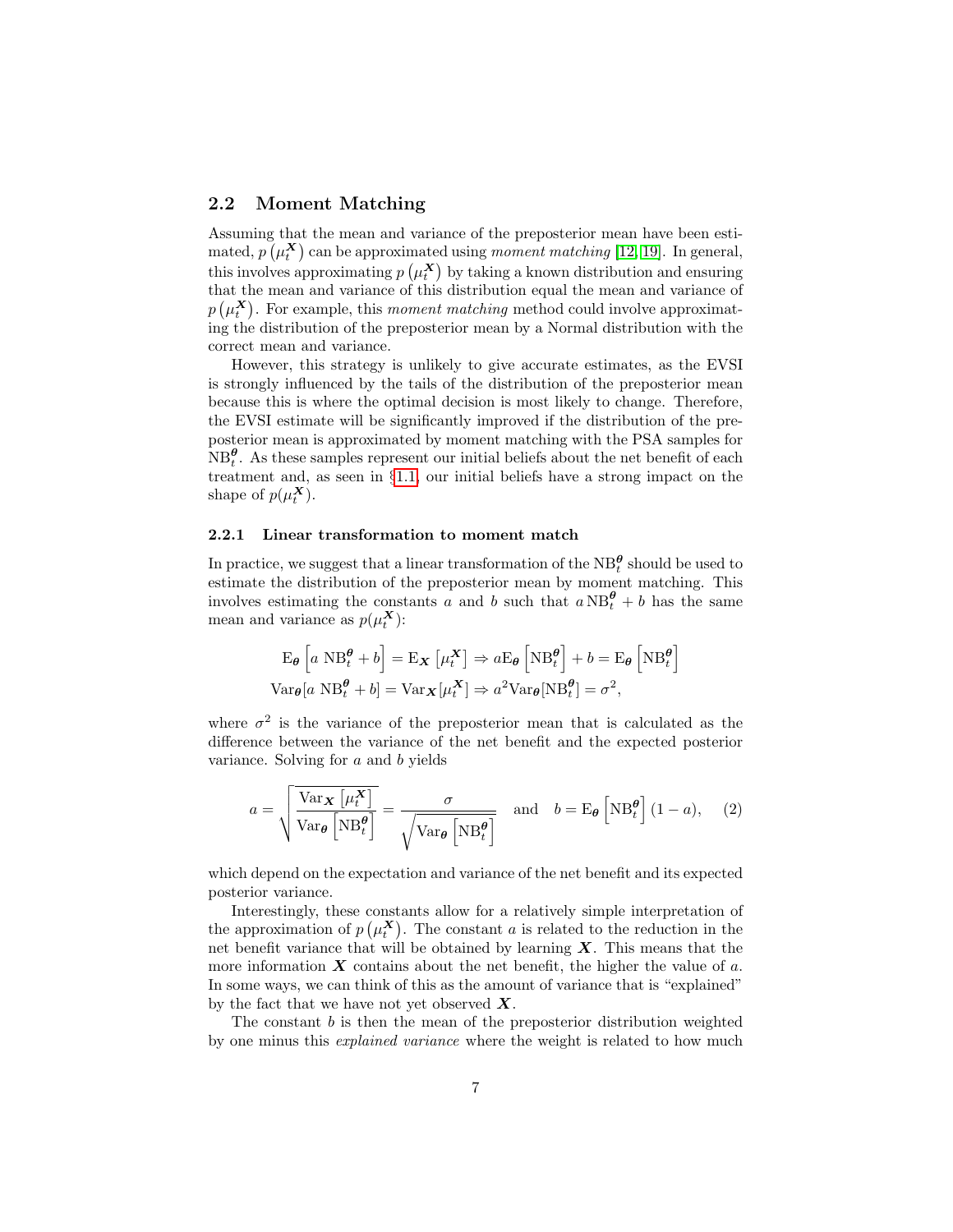## 2.2 Moment Matching

Assuming that the mean and variance of the preposterior mean have been estimated, $p\left(\mu_t^{\boldsymbol{X}}\right)$ can be approximated using *moment matching* [12, 19]. In general, this involves approximating $p\left(\mu_t^{\boldsymbol{X}}\right)$ by taking a known distribution and ensuring that the mean and variance of this distribution equal the mean and variance of $p\left(\mu_t^{\boldsymbol{X}}\right)$. For example, this *moment matching* method could involve approximating the distribution of the preposterior mean by a Normal distribution with the correct mean and variance.

However, this strategy is unlikely to give accurate estimates, as the EVSI is strongly influenced by the tails of the distribution of the preposterior mean because this is where the optimal decision is most likely to change. Therefore, the EVSI estimate will be significantly improved if the distribution of the preposterior mean is approximated by moment matching with the PSA samples for $\text{NB}_t^{\boldsymbol{\theta}}$. As these samples represent our initial beliefs about the net benefit of each treatment and, as seen in §1.1, our initial beliefs have a strong impact on the shape of $p(\mu_t^{\boldsymbol{X}})$.

### 2.2.1 Linear transformation to moment match

In practice, we suggest that a linear transformation of the $\text{NB}_t^{\boldsymbol{\theta}}$ should be used to estimate the distribution of the preposterior mean by moment matching. This involves estimating the constants $a$ and $b$ such that $a\,\text{NB}_t^{\boldsymbol{\theta}} + b$ has the same mean and variance as $p(\mu_t^{\boldsymbol{X}})$:

$$
\begin{aligned}
\text{E}_{\boldsymbol{\theta}}\left[a\ \text{NB}_t^{\boldsymbol{\theta}} + b\right] = \text{E}_{\boldsymbol{X}}\left[\mu_t^{\boldsymbol{X}}\right] &\Rightarrow a\text{E}_{\boldsymbol{\theta}}\left[\text{NB}_t^{\boldsymbol{\theta}}\right] + b = \text{E}_{\boldsymbol{\theta}}\left[\text{NB}_t^{\boldsymbol{\theta}}\right] \\
\text{Var}_{\boldsymbol{\theta}}[a\ \text{NB}_t^{\boldsymbol{\theta}} + b] = \text{Var}_{\boldsymbol{X}}[\mu_t^{\boldsymbol{X}}] &\Rightarrow a^2\text{Var}_{\boldsymbol{\theta}}[\text{NB}_t^{\boldsymbol{\theta}}] = \sigma^2,
\end{aligned}
$$

where $\sigma^2$ is the variance of the preposterior mean that is calculated as the difference between the variance of the net benefit and the expected posterior variance. Solving for $a$ and $b$ yields

$$
a = \sqrt{\frac{\text{Var}_{\boldsymbol{X}}\left[\mu_t^{\boldsymbol{X}}\right]}{\text{Var}_{\boldsymbol{\theta}}\left[\text{NB}_t^{\boldsymbol{\theta}}\right]}} = \frac{\sigma}{\sqrt{\text{Var}_{\boldsymbol{\theta}}\left[\text{NB}_t^{\boldsymbol{\theta}}\right]}} \quad \text{and} \quad b = \text{E}_{\boldsymbol{\theta}}\left[\text{NB}_t^{\boldsymbol{\theta}}\right](1-a), \tag{2}
$$

which depend on the expectation and variance of the net benefit and its expected posterior variance.

Interestingly, these constants allow for a relatively simple interpretation of the approximation of $p\left(\mu_t^{\boldsymbol{X}}\right)$. The constant $a$ is related to the reduction in the net benefit variance that will be obtained by learning $\boldsymbol{X}$. This means that the more information $\boldsymbol{X}$ contains about the net benefit, the higher the value of $a$. In some ways, we can think of this as the amount of variance that is "explained" by the fact that we have not yet observed $\boldsymbol{X}$.

The constant $b$ is then the mean of the preposterior distribution weighted by one minus this *explained variance* where the weight is related to how much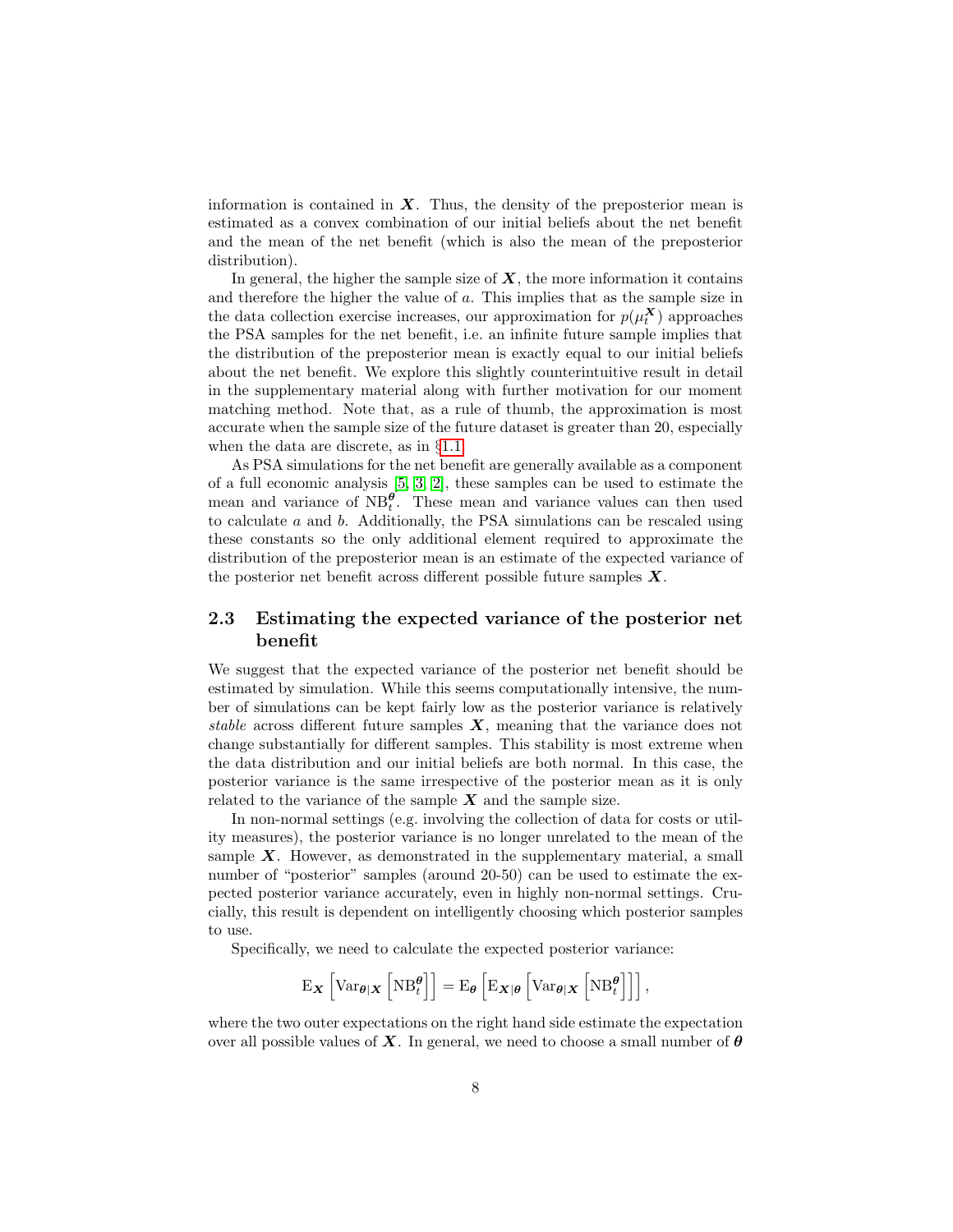information is contained in $\boldsymbol{X}$. Thus, the density of the preposterior mean is estimated as a convex combination of our initial beliefs about the net benefit and the mean of the net benefit (which is also the mean of the preposterior distribution).

In general, the higher the sample size of $\boldsymbol{X}$, the more information it contains and therefore the higher the value of $a$. This implies that as the sample size in the data collection exercise increases, our approximation for $p(\mu_t^{\boldsymbol{X}})$ approaches the PSA samples for the net benefit, i.e. an infinite future sample implies that the distribution of the preposterior mean is exactly equal to our initial beliefs about the net benefit. We explore this slightly counterintuitive result in detail in the supplementary material along with further motivation for our moment matching method. Note that, as a rule of thumb, the approximation is most accurate when the sample size of the future dataset is greater than 20, especially when the data are discrete, as in §1.1.

As PSA simulations for the net benefit are generally available as a component of a full economic analysis [5, 3, 2], these samples can be used to estimate the mean and variance of $\text{NB}_t^{\boldsymbol{\theta}}$. These mean and variance values can then used to calculate $a$ and $b$. Additionally, the PSA simulations can be rescaled using these constants so the only additional element required to approximate the distribution of the preposterior mean is an estimate of the expected variance of the posterior net benefit across different possible future samples $\boldsymbol{X}$.

## 2.3 Estimating the expected variance of the posterior net benefit

We suggest that the expected variance of the posterior net benefit should be estimated by simulation. While this seems computationally intensive, the number of simulations can be kept fairly low as the posterior variance is relatively *stable* across different future samples $\boldsymbol{X}$, meaning that the variance does not change substantially for different samples. This stability is most extreme when the data distribution and our initial beliefs are both normal. In this case, the posterior variance is the same irrespective of the posterior mean as it is only related to the variance of the sample $\boldsymbol{X}$ and the sample size.

In non-normal settings (e.g. involving the collection of data for costs or utility measures), the posterior variance is no longer unrelated to the mean of the sample $\boldsymbol{X}$. However, as demonstrated in the supplementary material, a small number of "posterior" samples (around 20-50) can be used to estimate the expected posterior variance accurately, even in highly non-normal settings. Crucially, this result is dependent on intelligently choosing which posterior samples to use.

Specifically, we need to calculate the expected posterior variance:

$$\text{E}_{\boldsymbol{X}}\left[\text{Var}_{\boldsymbol{\theta}|\boldsymbol{X}}\left[\text{NB}_t^{\boldsymbol{\theta}}\right]\right] = \text{E}_{\boldsymbol{\theta}}\left[\text{E}_{\boldsymbol{X}|\boldsymbol{\theta}}\left[\text{Var}_{\boldsymbol{\theta}|\boldsymbol{X}}\left[\text{NB}_t^{\boldsymbol{\theta}}\right]\right]\right],$$

where the two outer expectations on the right hand side estimate the expectation over all possible values of $\boldsymbol{X}$. In general, we need to choose a small number of $\boldsymbol{\theta}$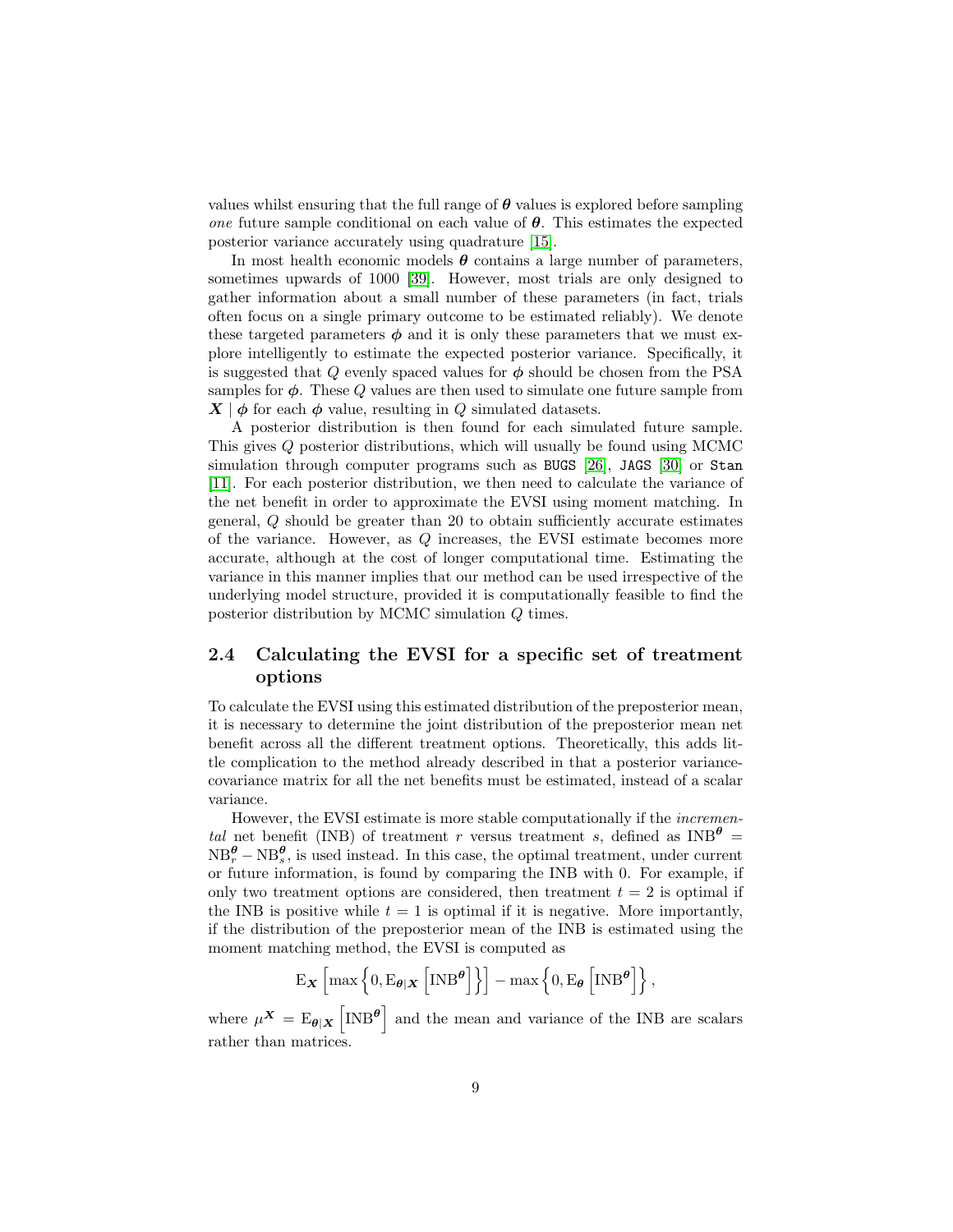values whilst ensuring that the full range of $\boldsymbol{\theta}$ values is explored before sampling *one* future sample conditional on each value of $\boldsymbol{\theta}$. This estimates the expected posterior variance accurately using quadrature [15].

In most health economic models $\boldsymbol{\theta}$ contains a large number of parameters, sometimes upwards of 1000 [39]. However, most trials are only designed to gather information about a small number of these parameters (in fact, trials often focus on a single primary outcome to be estimated reliably). We denote these targeted parameters $\boldsymbol{\phi}$ and it is only these parameters that we must explore intelligently to estimate the expected posterior variance. Specifically, it is suggested that $Q$ evenly spaced values for $\boldsymbol{\phi}$ should be chosen from the PSA samples for $\boldsymbol{\phi}$. These $Q$ values are then used to simulate one future sample from $\boldsymbol{X} \mid \boldsymbol{\phi}$ for each $\boldsymbol{\phi}$ value, resulting in $Q$ simulated datasets.

A posterior distribution is then found for each simulated future sample. This gives $Q$ posterior distributions, which will usually be found using MCMC simulation through computer programs such as `BUGS` [26], `JAGS` [30] or `Stan` [11]. For each posterior distribution, we then need to calculate the variance of the net benefit in order to approximate the EVSI using moment matching. In general, $Q$ should be greater than 20 to obtain sufficiently accurate estimates of the variance. However, as $Q$ increases, the EVSI estimate becomes more accurate, although at the cost of longer computational time. Estimating the variance in this manner implies that our method can be used irrespective of the underlying model structure, provided it is computationally feasible to find the posterior distribution by MCMC simulation $Q$ times.

## 2.4 Calculating the EVSI for a specific set of treatment options

To calculate the EVSI using this estimated distribution of the preposterior mean, it is necessary to determine the joint distribution of the preposterior mean net benefit across all the different treatment options. Theoretically, this adds little complication to the method already described in that a posterior variance-covariance matrix for all the net benefits must be estimated, instead of a scalar variance.

However, the EVSI estimate is more stable computationally if the *incremental* net benefit (INB) of treatment $r$ versus treatment $s$, defined as $\text{INB}^{\boldsymbol{\theta}} = \text{NB}_r^{\boldsymbol{\theta}} - \text{NB}_s^{\boldsymbol{\theta}}$, is used instead. In this case, the optimal treatment, under current or future information, is found by comparing the INB with 0. For example, if only two treatment options are considered, then treatment $t = 2$ is optimal if the INB is positive while $t = 1$ is optimal if it is negative. More importantly, if the distribution of the preposterior mean of the INB is estimated using the moment matching method, the EVSI is computed as

$$
\text{E}_{\boldsymbol{X}}\left[\max\left\{0, \text{E}_{\boldsymbol{\theta}|\boldsymbol{X}}\left[\text{INB}^{\boldsymbol{\theta}}\right]\right\}\right] - \max\left\{0, \text{E}_{\boldsymbol{\theta}}\left[\text{INB}^{\boldsymbol{\theta}}\right]\right\},
$$

where $\mu^{\boldsymbol{X}} = \text{E}_{\boldsymbol{\theta}|\boldsymbol{X}}\left[\text{INB}^{\boldsymbol{\theta}}\right]$ and the mean and variance of the INB are scalars rather than matrices.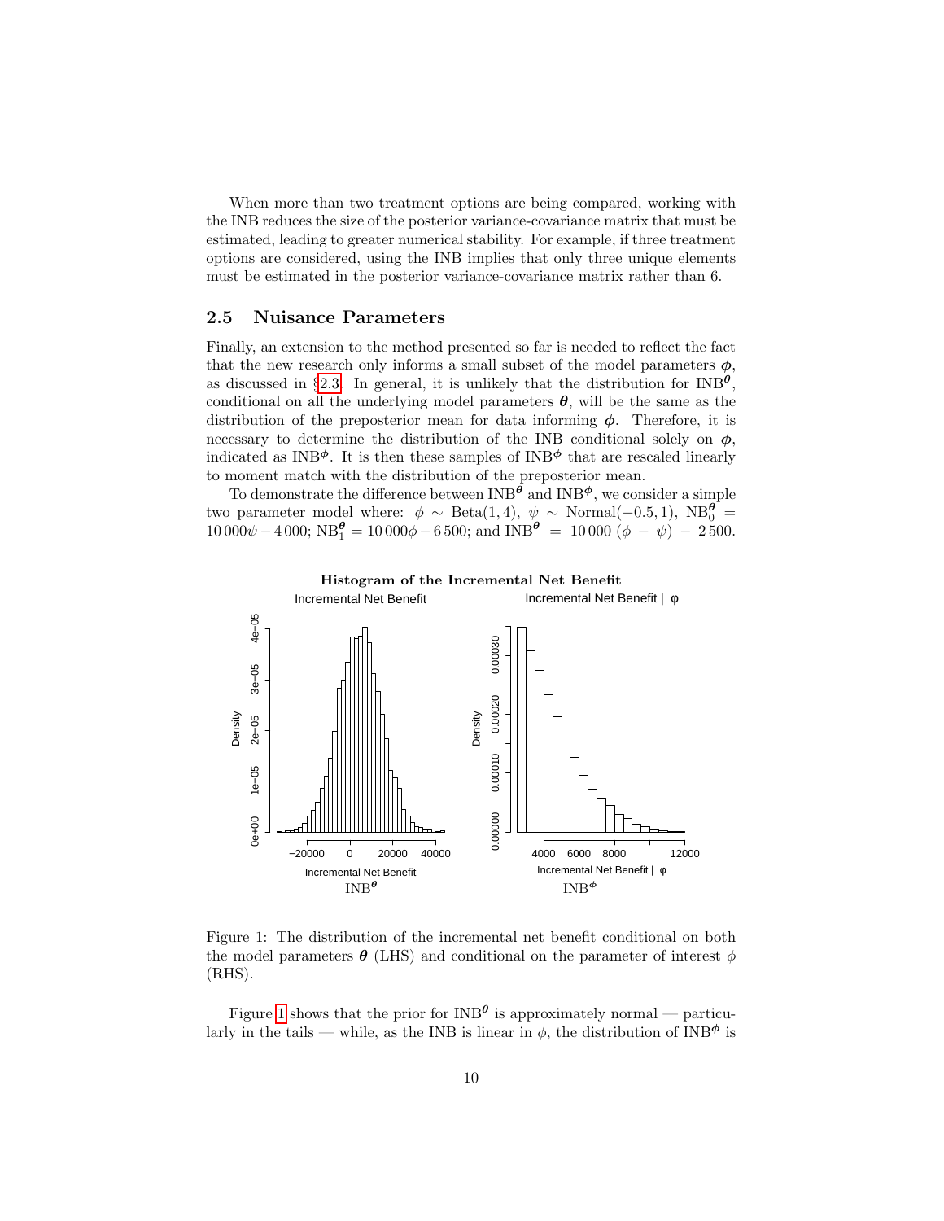When more than two treatment options are being compared, working with the INB reduces the size of the posterior variance-covariance matrix that must be estimated, leading to greater numerical stability. For example, if three treatment options are considered, using the INB implies that only three unique elements must be estimated in the posterior variance-covariance matrix rather than 6.

## 2.5 Nuisance Parameters

Finally, an extension to the method presented so far is needed to reflect the fact that the new research only informs a small subset of the model parameters $\boldsymbol{\phi}$, as discussed in §2.3. In general, it is unlikely that the distribution for $\text{INB}^{\boldsymbol{\theta}}$, conditional on all the underlying model parameters $\boldsymbol{\theta}$, will be the same as the distribution of the preposterior mean for data informing $\boldsymbol{\phi}$. Therefore, it is necessary to determine the distribution of the INB conditional solely on $\boldsymbol{\phi}$, indicated as $\text{INB}^{\boldsymbol{\phi}}$. It is then these samples of $\text{INB}^{\boldsymbol{\phi}}$ that are rescaled linearly to moment match with the distribution of the preposterior mean.

To demonstrate the difference between $\text{INB}^{\boldsymbol{\theta}}$ and $\text{INB}^{\boldsymbol{\phi}}$, we consider a simple two parameter model where: $\phi \sim \text{Beta}(1, 4)$, $\psi \sim \text{Normal}(-0.5, 1)$, $\text{NB}_0^{\boldsymbol{\theta}} = 10\,000\psi - 4\,000$; $\text{NB}_1^{\boldsymbol{\theta}} = 10\,000\phi - 6\,500$; and $\text{INB}^{\boldsymbol{\theta}} = 10\,000\,(\phi - \psi) - 2\,500$.

Figure 1: The distribution of the incremental net benefit conditional on both the model parameters $\boldsymbol{\theta}$ (LHS) and conditional on the parameter of interest $\phi$ (RHS).

Figure 1 shows that the prior for $\text{INB}^{\boldsymbol{\theta}}$ is approximately normal — particularly in the tails — while, as the INB is linear in $\phi$, the distribution of $\text{INB}^{\boldsymbol{\phi}}$ is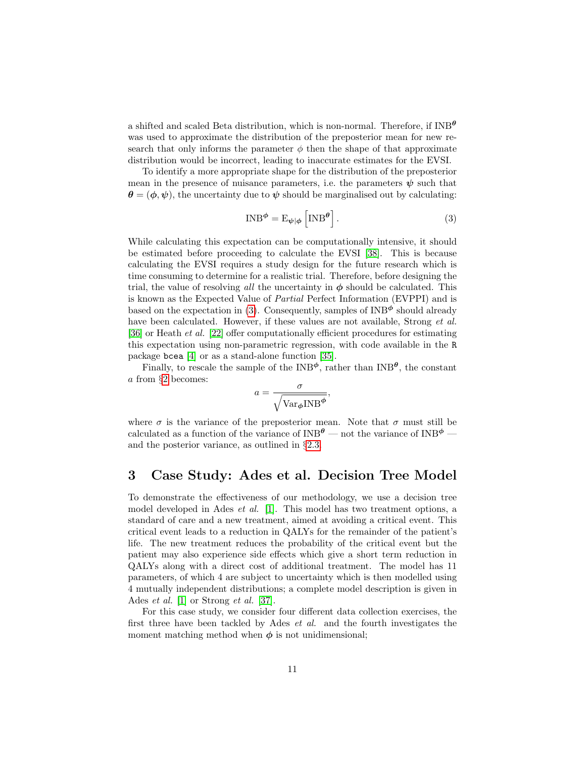a shifted and scaled Beta distribution, which is non-normal. Therefore, if $\text{INB}^{\boldsymbol{\theta}}$ was used to approximate the distribution of the preposterior mean for new research that only informs the parameter $\phi$ then the shape of that approximate distribution would be incorrect, leading to inaccurate estimates for the EVSI.

To identify a more appropriate shape for the distribution of the preposterior mean in the presence of nuisance parameters, i.e. the parameters $\boldsymbol{\psi}$ such that $\boldsymbol{\theta} = (\boldsymbol{\phi}, \boldsymbol{\psi})$, the uncertainty due to $\boldsymbol{\psi}$ should be marginalised out by calculating:

$$\text{INB}^{\boldsymbol{\phi}} = \text{E}_{\boldsymbol{\psi}|\boldsymbol{\phi}}\left[\text{INB}^{\boldsymbol{\theta}}\right]. \tag{3}$$

While calculating this expectation can be computationally intensive, it should be estimated before proceeding to calculate the EVSI [38]. This is because calculating the EVSI requires a study design for the future research which is time consuming to determine for a realistic trial. Therefore, before designing the trial, the value of resolving *all* the uncertainty in $\boldsymbol{\phi}$ should be calculated. This is known as the Expected Value of *Partial* Perfect Information (EVPPI) and is based on the expectation in (3). Consequently, samples of $\text{INB}^{\boldsymbol{\phi}}$ should already have been calculated. However, if these values are not available, Strong *et al.* [36] or Heath *et al.* [22] offer computationally efficient procedures for estimating this expectation using non-parametric regression, with code available in the R package bcea [4] or as a stand-alone function [35].

Finally, to rescale the sample of the $\text{INB}^{\boldsymbol{\phi}}$, rather than $\text{INB}^{\boldsymbol{\theta}}$, the constant $a$ from §2 becomes:

$$a = \frac{\sigma}{\sqrt{\text{Var}_{\boldsymbol{\phi}}\text{INB}^{\boldsymbol{\phi}}}},$$

where $\sigma$ is the variance of the preposterior mean. Note that $\sigma$ must still be calculated as a function of the variance of $\text{INB}^{\boldsymbol{\theta}}$ — not the variance of $\text{INB}^{\boldsymbol{\phi}}$ — and the posterior variance, as outlined in §2.3.

# 3 Case Study: Ades et al. Decision Tree Model

To demonstrate the effectiveness of our methodology, we use a decision tree model developed in Ades *et al.* [1]. This model has two treatment options, a standard of care and a new treatment, aimed at avoiding a critical event. This critical event leads to a reduction in QALYs for the remainder of the patient's life. The new treatment reduces the probability of the critical event but the patient may also experience side effects which give a short term reduction in QALYs along with a direct cost of additional treatment. The model has 11 parameters, of which 4 are subject to uncertainty which is then modelled using 4 mutually independent distributions; a complete model description is given in Ades *et al.* [1] or Strong *et al.* [37].

For this case study, we consider four different data collection exercises, the first three have been tackled by Ades *et al.* and the fourth investigates the moment matching method when $\boldsymbol{\phi}$ is not unidimensional;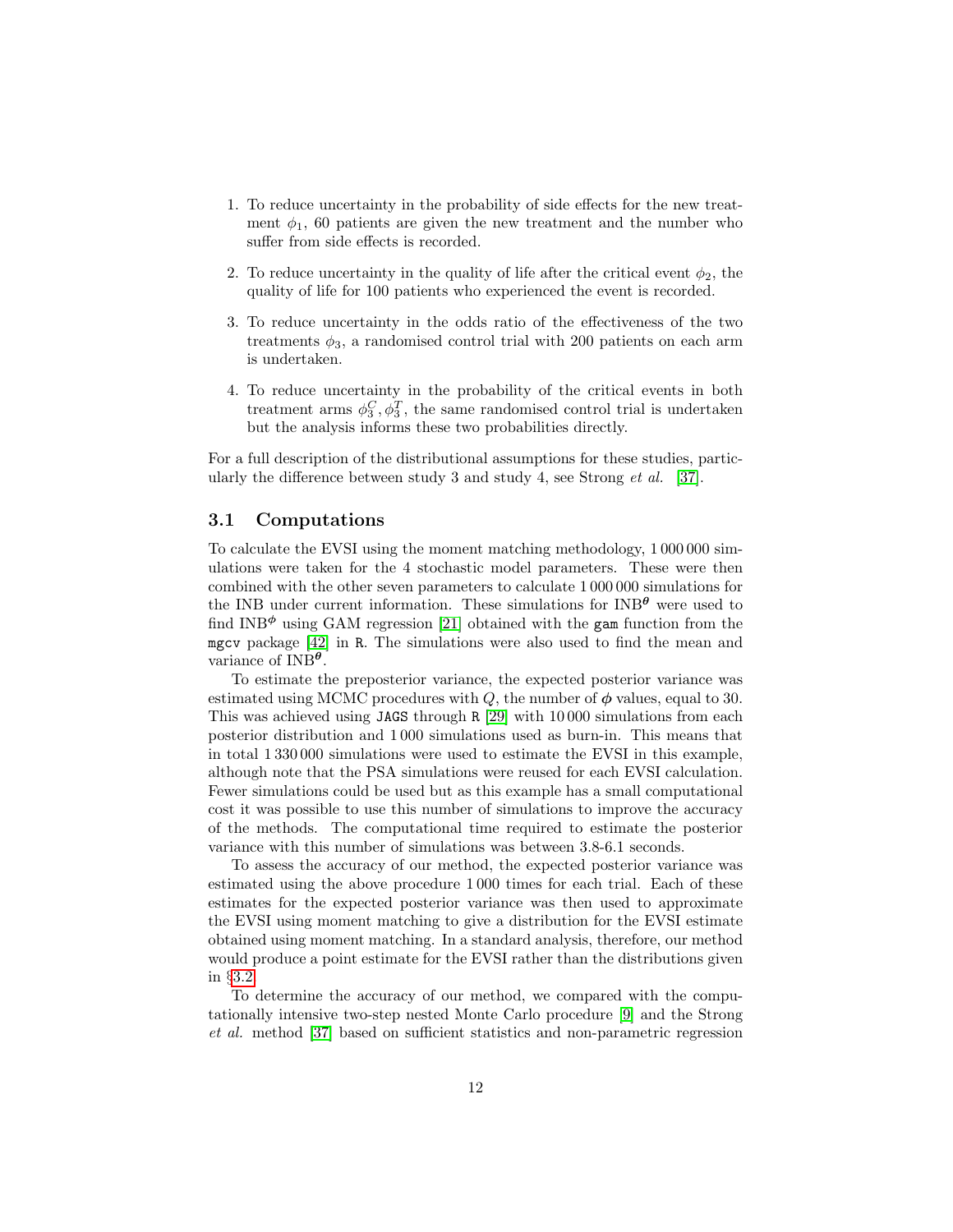1. To reduce uncertainty in the probability of side effects for the new treatment $\phi_1$, 60 patients are given the new treatment and the number who suffer from side effects is recorded.

2. To reduce uncertainty in the quality of life after the critical event $\phi_2$, the quality of life for 100 patients who experienced the event is recorded.

3. To reduce uncertainty in the odds ratio of the effectiveness of the two treatments $\phi_3$, a randomised control trial with 200 patients on each arm is undertaken.

4. To reduce uncertainty in the probability of the critical events in both treatment arms $\phi_3^C, \phi_3^T$, the same randomised control trial is undertaken but the analysis informs these two probabilities directly.

For a full description of the distributional assumptions for these studies, particularly the difference between study 3 and study 4, see Strong *et al.* [37].

### 3.1 Computations

To calculate the EVSI using the moment matching methodology, 1 000 000 simulations were taken for the 4 stochastic model parameters. These were then combined with the other seven parameters to calculate 1 000 000 simulations for the INB under current information. These simulations for $\text{INB}^{\boldsymbol{\theta}}$ were used to find $\text{INB}^{\boldsymbol{\phi}}$ using GAM regression [21] obtained with the `gam` function from the `mgcv` package [42] in `R`. The simulations were also used to find the mean and variance of $\text{INB}^{\boldsymbol{\theta}}$.

To estimate the preposterior variance, the expected posterior variance was estimated using MCMC procedures with $Q$, the number of $\boldsymbol{\phi}$ values, equal to 30. This was achieved using `JAGS` through `R` [29] with 10 000 simulations from each posterior distribution and 1 000 simulations used as burn-in. This means that in total 1 330 000 simulations were used to estimate the EVSI in this example, although note that the PSA simulations were reused for each EVSI calculation. Fewer simulations could be used but as this example has a small computational cost it was possible to use this number of simulations to improve the accuracy of the methods. The computational time required to estimate the posterior variance with this number of simulations was between 3.8-6.1 seconds.

To assess the accuracy of our method, the expected posterior variance was estimated using the above procedure 1 000 times for each trial. Each of these estimates for the expected posterior variance was then used to approximate the EVSI using moment matching to give a distribution for the EVSI estimate obtained using moment matching. In a standard analysis, therefore, our method would produce a point estimate for the EVSI rather than the distributions given in §3.2.

To determine the accuracy of our method, we compared with the computationally intensive two-step nested Monte Carlo procedure [9] and the Strong *et al.* method [37] based on sufficient statistics and non-parametric regression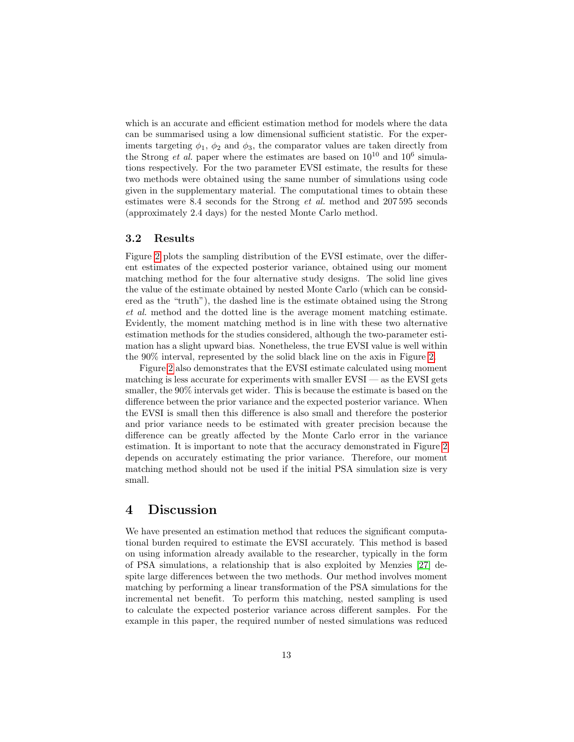which is an accurate and efficient estimation method for models where the data can be summarised using a low dimensional sufficient statistic. For the experiments targeting $\phi_1$, $\phi_2$ and $\phi_3$, the comparator values are taken directly from the Strong *et al.* paper where the estimates are based on $10^{10}$ and $10^6$ simulations respectively. For the two parameter EVSI estimate, the results for these two methods were obtained using the same number of simulations using code given in the supplementary material. The computational times to obtain these estimates were 8.4 seconds for the Strong *et al.* method and 207 595 seconds (approximately 2.4 days) for the nested Monte Carlo method.

### 3.2 Results

Figure 2 plots the sampling distribution of the EVSI estimate, over the different estimates of the expected posterior variance, obtained using our moment matching method for the four alternative study designs. The solid line gives the value of the estimate obtained by nested Monte Carlo (which can be considered as the "truth"), the dashed line is the estimate obtained using the Strong *et al.* method and the dotted line is the average moment matching estimate. Evidently, the moment matching method is in line with these two alternative estimation methods for the studies considered, although the two-parameter estimation has a slight upward bias. Nonetheless, the true EVSI value is well within the 90% interval, represented by the solid black line on the axis in Figure 2.

Figure 2 also demonstrates that the EVSI estimate calculated using moment matching is less accurate for experiments with smaller EVSI — as the EVSI gets smaller, the 90% intervals get wider. This is because the estimate is based on the difference between the prior variance and the expected posterior variance. When the EVSI is small then this difference is also small and therefore the posterior and prior variance needs to be estimated with greater precision because the difference can be greatly affected by the Monte Carlo error in the variance estimation. It is important to note that the accuracy demonstrated in Figure 2 depends on accurately estimating the prior variance. Therefore, our moment matching method should not be used if the initial PSA simulation size is very small.

## 4 Discussion

We have presented an estimation method that reduces the significant computational burden required to estimate the EVSI accurately. This method is based on using information already available to the researcher, typically in the form of PSA simulations, a relationship that is also exploited by Menzies [27] despite large differences between the two methods. Our method involves moment matching by performing a linear transformation of the PSA simulations for the incremental net benefit. To perform this matching, nested sampling is used to calculate the expected posterior variance across different samples. For the example in this paper, the required number of nested simulations was reduced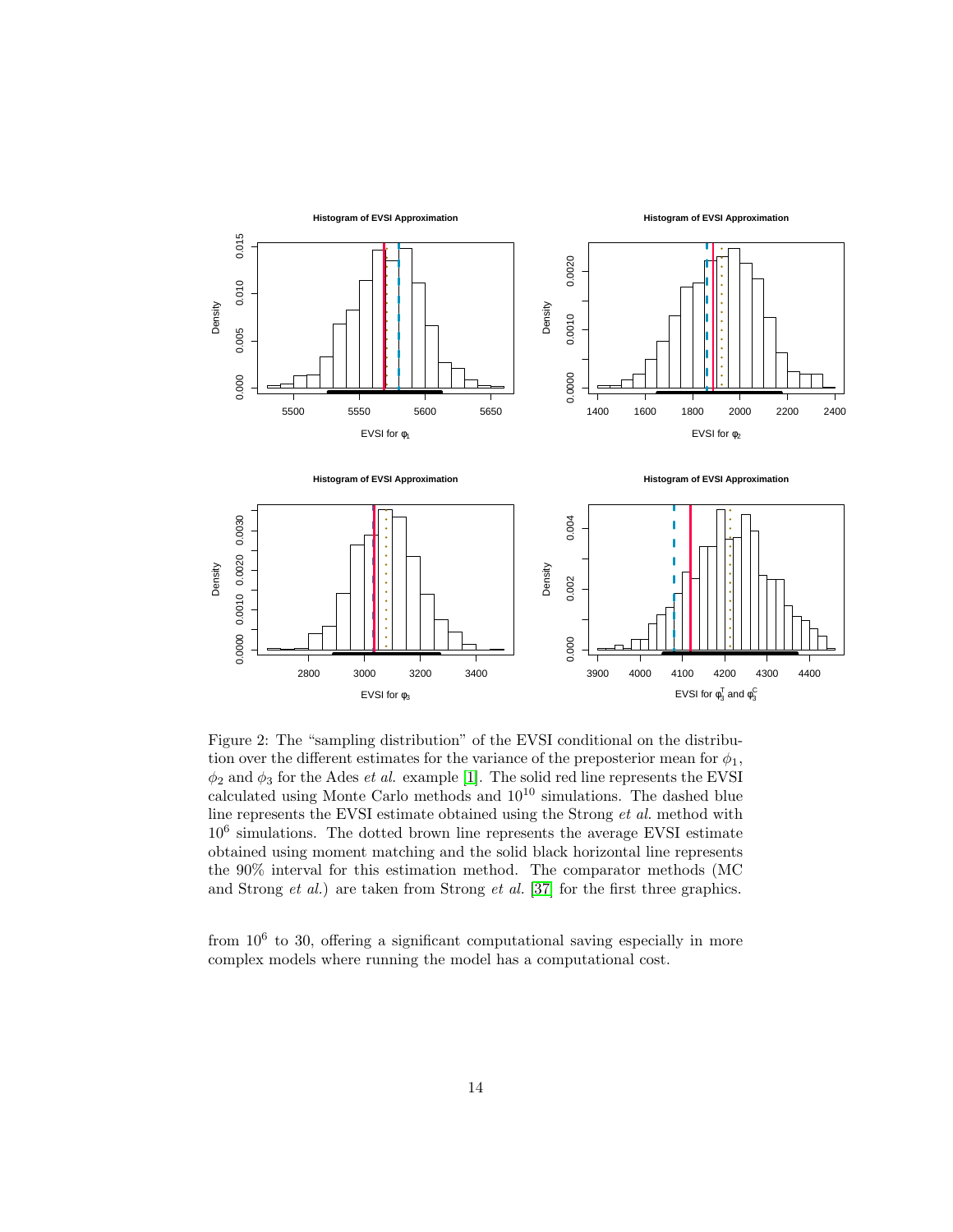Figure 2: The "sampling distribution" of the EVSI conditional on the distribution over the different estimates for the variance of the preposterior mean for $\phi_1$, $\phi_2$ and $\phi_3$ for the Ades *et al.* example [1]. The solid red line represents the EVSI calculated using Monte Carlo methods and $10^{10}$ simulations. The dashed blue line represents the EVSI estimate obtained using the Strong *et al.* method with $10^6$ simulations. The dotted brown line represents the average EVSI estimate obtained using moment matching and the solid black horizontal line represents the 90% interval for this estimation method. The comparator methods (MC and Strong *et al.*) are taken from Strong *et al.* [37] for the first three graphics.

from $10^6$ to 30, offering a significant computational saving especially in more complex models where running the model has a computational cost.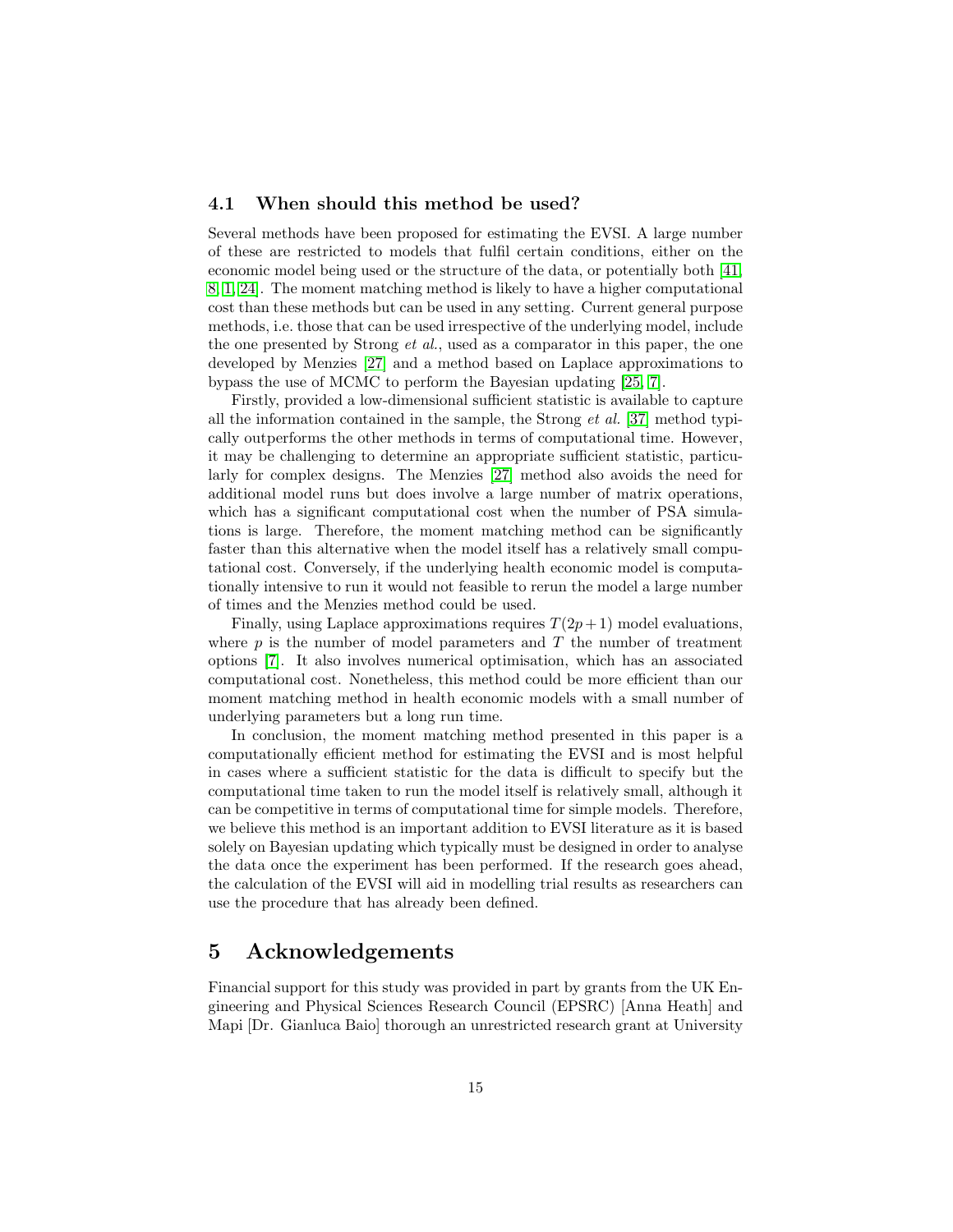### 4.1 When should this method be used?

Several methods have been proposed for estimating the EVSI. A large number of these are restricted to models that fulfil certain conditions, either on the economic model being used or the structure of the data, or potentially both [41, 8, 1, 24]. The moment matching method is likely to have a higher computational cost than these methods but can be used in any setting. Current general purpose methods, i.e. those that can be used irrespective of the underlying model, include the one presented by Strong *et al.*, used as a comparator in this paper, the one developed by Menzies [27] and a method based on Laplace approximations to bypass the use of MCMC to perform the Bayesian updating [25, 7].

Firstly, provided a low-dimensional sufficient statistic is available to capture all the information contained in the sample, the Strong *et al.* [37] method typically outperforms the other methods in terms of computational time. However, it may be challenging to determine an appropriate sufficient statistic, particularly for complex designs. The Menzies [27] method also avoids the need for additional model runs but does involve a large number of matrix operations, which has a significant computational cost when the number of PSA simulations is large. Therefore, the moment matching method can be significantly faster than this alternative when the model itself has a relatively small computational cost. Conversely, if the underlying health economic model is computationally intensive to run it would not feasible to rerun the model a large number of times and the Menzies method could be used.

Finally, using Laplace approximations requires $T(2p+1)$ model evaluations, where $p$ is the number of model parameters and $T$ the number of treatment options [7]. It also involves numerical optimisation, which has an associated computational cost. Nonetheless, this method could be more efficient than our moment matching method in health economic models with a small number of underlying parameters but a long run time.

In conclusion, the moment matching method presented in this paper is a computationally efficient method for estimating the EVSI and is most helpful in cases where a sufficient statistic for the data is difficult to specify but the computational time taken to run the model itself is relatively small, although it can be competitive in terms of computational time for simple models. Therefore, we believe this method is an important addition to EVSI literature as it is based solely on Bayesian updating which typically must be designed in order to analyse the data once the experiment has been performed. If the research goes ahead, the calculation of the EVSI will aid in modelling trial results as researchers can use the procedure that has already been defined.

# 5 Acknowledgements

Financial support for this study was provided in part by grants from the UK Engineering and Physical Sciences Research Council (EPSRC) [Anna Heath] and Mapi [Dr. Gianluca Baio] thorough an unrestricted research grant at University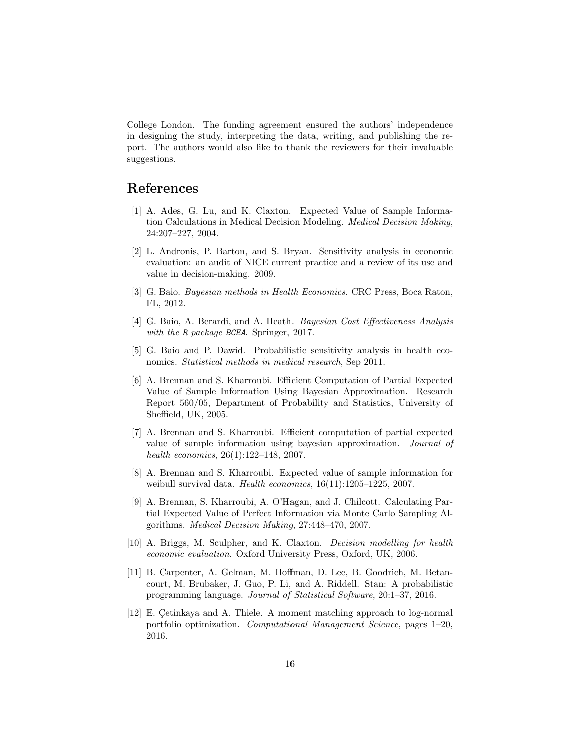College London. The funding agreement ensured the authors' independence in designing the study, interpreting the data, writing, and publishing the report. The authors would also like to thank the reviewers for their invaluable suggestions.

## References

[1] A. Ades, G. Lu, and K. Claxton. Expected Value of Sample Information Calculations in Medical Decision Modeling. *Medical Decision Making*, 24:207–227, 2004.

[2] L. Andronis, P. Barton, and S. Bryan. Sensitivity analysis in economic evaluation: an audit of NICE current practice and a review of its use and value in decision-making. 2009.

[3] G. Baio. *Bayesian methods in Health Economics*. CRC Press, Boca Raton, FL, 2012.

[4] G. Baio, A. Berardi, and A. Heath. *Bayesian Cost Effectiveness Analysis with the R package BCEA*. Springer, 2017.

[5] G. Baio and P. Dawid. Probabilistic sensitivity analysis in health economics. *Statistical methods in medical research*, Sep 2011.

[6] A. Brennan and S. Kharroubi. Efficient Computation of Partial Expected Value of Sample Information Using Bayesian Approximation. Research Report 560/05, Department of Probability and Statistics, University of Sheffield, UK, 2005.

[7] A. Brennan and S. Kharroubi. Efficient computation of partial expected value of sample information using bayesian approximation. *Journal of health economics*, 26(1):122–148, 2007.

[8] A. Brennan and S. Kharroubi. Expected value of sample information for weibull survival data. *Health economics*, 16(11):1205–1225, 2007.

[9] A. Brennan, S. Kharroubi, A. O'Hagan, and J. Chilcott. Calculating Partial Expected Value of Perfect Information via Monte Carlo Sampling Algorithms. *Medical Decision Making*, 27:448–470, 2007.

[10] A. Briggs, M. Sculpher, and K. Claxton. *Decision modelling for health economic evaluation*. Oxford University Press, Oxford, UK, 2006.

[11] B. Carpenter, A. Gelman, M. Hoffman, D. Lee, B. Goodrich, M. Betancourt, M. Brubaker, J. Guo, P. Li, and A. Riddell. Stan: A probabilistic programming language. *Journal of Statistical Software*, 20:1–37, 2016.

[12] E. Çetinkaya and A. Thiele. A moment matching approach to log-normal portfolio optimization. *Computational Management Science*, pages 1–20, 2016.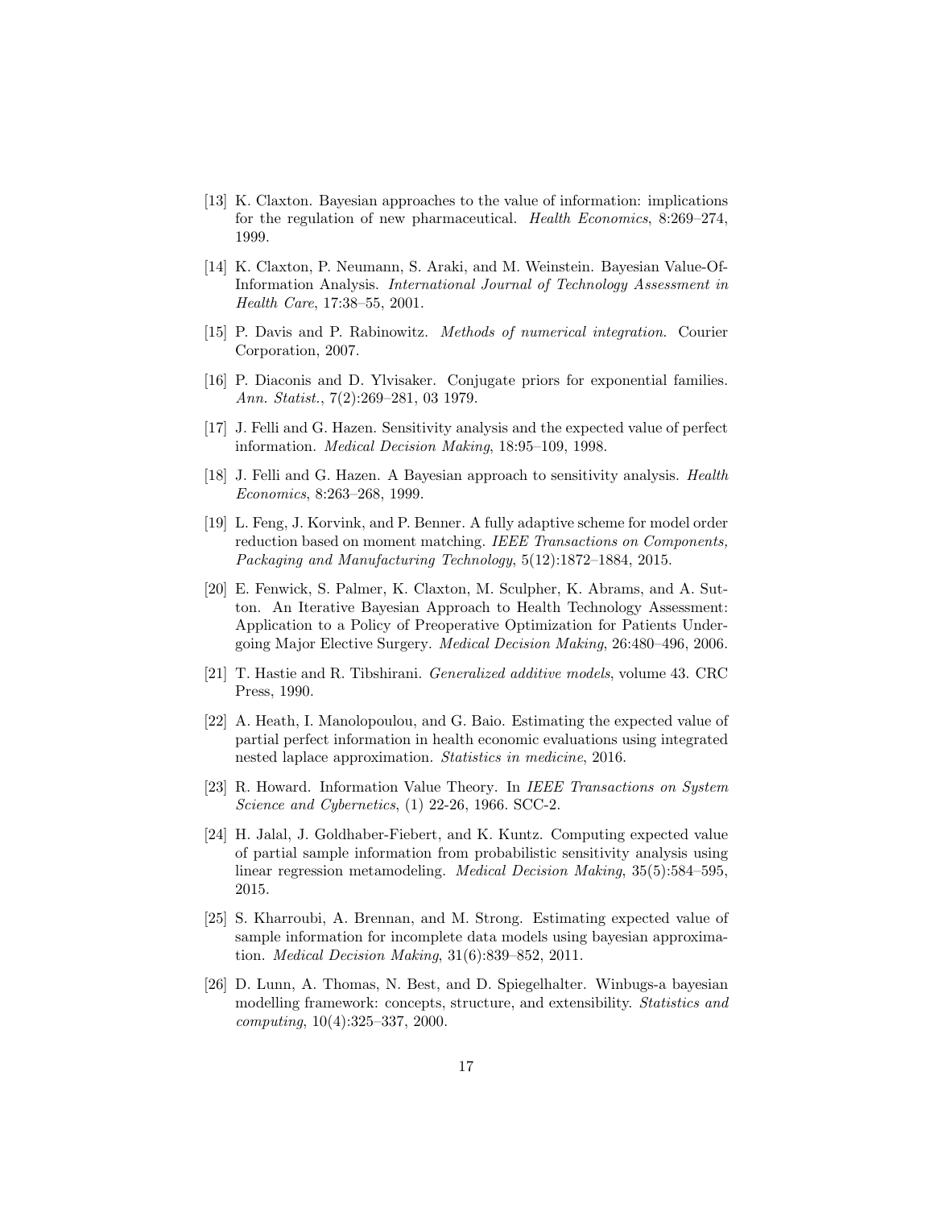[13] K. Claxton. Bayesian approaches to the value of information: implications for the regulation of new pharmaceutical. *Health Economics*, 8:269–274, 1999.

[14] K. Claxton, P. Neumann, S. Araki, and M. Weinstein. Bayesian Value-Of-Information Analysis. *International Journal of Technology Assessment in Health Care*, 17:38–55, 2001.

[15] P. Davis and P. Rabinowitz. *Methods of numerical integration*. Courier Corporation, 2007.

[16] P. Diaconis and D. Ylvisaker. Conjugate priors for exponential families. *Ann. Statist.*, 7(2):269–281, 03 1979.

[17] J. Felli and G. Hazen. Sensitivity analysis and the expected value of perfect information. *Medical Decision Making*, 18:95–109, 1998.

[18] J. Felli and G. Hazen. A Bayesian approach to sensitivity analysis. *Health Economics*, 8:263–268, 1999.

[19] L. Feng, J. Korvink, and P. Benner. A fully adaptive scheme for model order reduction based on moment matching. *IEEE Transactions on Components, Packaging and Manufacturing Technology*, 5(12):1872–1884, 2015.

[20] E. Fenwick, S. Palmer, K. Claxton, M. Sculpher, K. Abrams, and A. Sutton. An Iterative Bayesian Approach to Health Technology Assessment: Application to a Policy of Preoperative Optimization for Patients Undergoing Major Elective Surgery. *Medical Decision Making*, 26:480–496, 2006.

[21] T. Hastie and R. Tibshirani. *Generalized additive models*, volume 43. CRC Press, 1990.

[22] A. Heath, I. Manolopoulou, and G. Baio. Estimating the expected value of partial perfect information in health economic evaluations using integrated nested laplace approximation. *Statistics in medicine*, 2016.

[23] R. Howard. Information Value Theory. In *IEEE Transactions on System Science and Cybernetics*, (1) 22-26, 1966. SCC-2.

[24] H. Jalal, J. Goldhaber-Fiebert, and K. Kuntz. Computing expected value of partial sample information from probabilistic sensitivity analysis using linear regression metamodeling. *Medical Decision Making*, 35(5):584–595, 2015.

[25] S. Kharroubi, A. Brennan, and M. Strong. Estimating expected value of sample information for incomplete data models using bayesian approximation. *Medical Decision Making*, 31(6):839–852, 2011.

[26] D. Lunn, A. Thomas, N. Best, and D. Spiegelhalter. Winbugs-a bayesian modelling framework: concepts, structure, and extensibility. *Statistics and computing*, 10(4):325–337, 2000.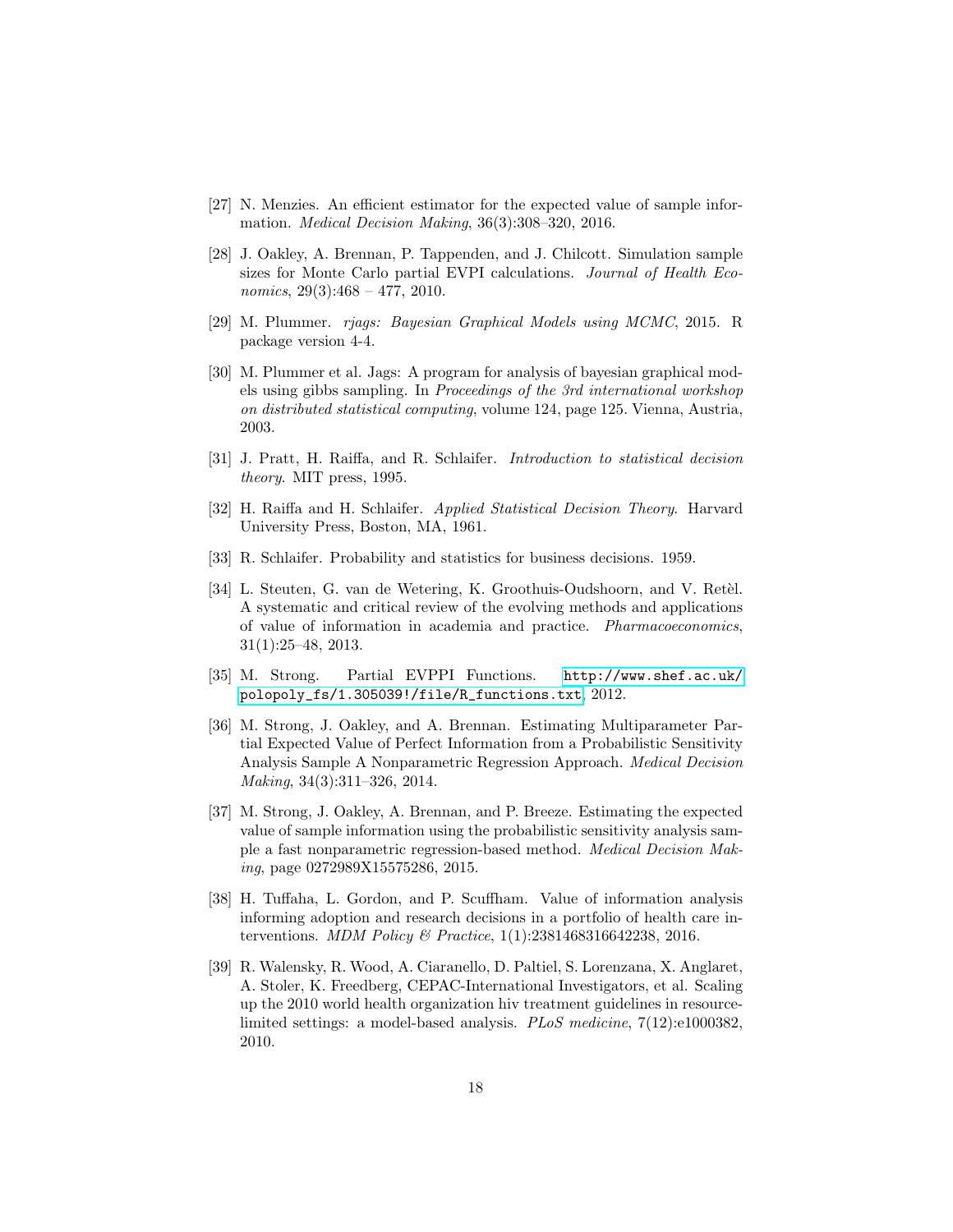[27] N. Menzies. An efficient estimator for the expected value of sample information. *Medical Decision Making*, 36(3):308–320, 2016.

[28] J. Oakley, A. Brennan, P. Tappenden, and J. Chilcott. Simulation sample sizes for Monte Carlo partial EVPI calculations. *Journal of Health Economics*, 29(3):468 – 477, 2010.

[29] M. Plummer. *rjags: Bayesian Graphical Models using MCMC*, 2015. R package version 4-4.

[30] M. Plummer et al. Jags: A program for analysis of bayesian graphical models using gibbs sampling. In *Proceedings of the 3rd international workshop on distributed statistical computing*, volume 124, page 125. Vienna, Austria, 2003.

[31] J. Pratt, H. Raiffa, and R. Schlaifer. *Introduction to statistical decision theory*. MIT press, 1995.

[32] H. Raiffa and H. Schlaifer. *Applied Statistical Decision Theory*. Harvard University Press, Boston, MA, 1961.

[33] R. Schlaifer. Probability and statistics for business decisions. 1959.

[34] L. Steuten, G. van de Wetering, K. Groothuis-Oudshoorn, and V. Retèl. A systematic and critical review of the evolving methods and applications of value of information in academia and practice. *Pharmacoeconomics*, 31(1):25–48, 2013.

[35] M. Strong. Partial EVPPI Functions. `http://www.shef.ac.uk/polopoly_fs/1.305039!/file/R_functions.txt`, 2012.

[36] M. Strong, J. Oakley, and A. Brennan. Estimating Multiparameter Partial Expected Value of Perfect Information from a Probabilistic Sensitivity Analysis Sample A Nonparametric Regression Approach. *Medical Decision Making*, 34(3):311–326, 2014.

[37] M. Strong, J. Oakley, A. Brennan, and P. Breeze. Estimating the expected value of sample information using the probabilistic sensitivity analysis sample a fast nonparametric regression-based method. *Medical Decision Making*, page 0272989X15575286, 2015.

[38] H. Tuffaha, L. Gordon, and P. Scuffham. Value of information analysis informing adoption and research decisions in a portfolio of health care interventions. *MDM Policy & Practice*, 1(1):2381468316642238, 2016.

[39] R. Walensky, R. Wood, A. Ciaranello, D. Paltiel, S. Lorenzana, X. Anglaret, A. Stoler, K. Freedberg, CEPAC-International Investigators, et al. Scaling up the 2010 world health organization hiv treatment guidelines in resource-limited settings: a model-based analysis. *PLoS medicine*, 7(12):e1000382, 2010.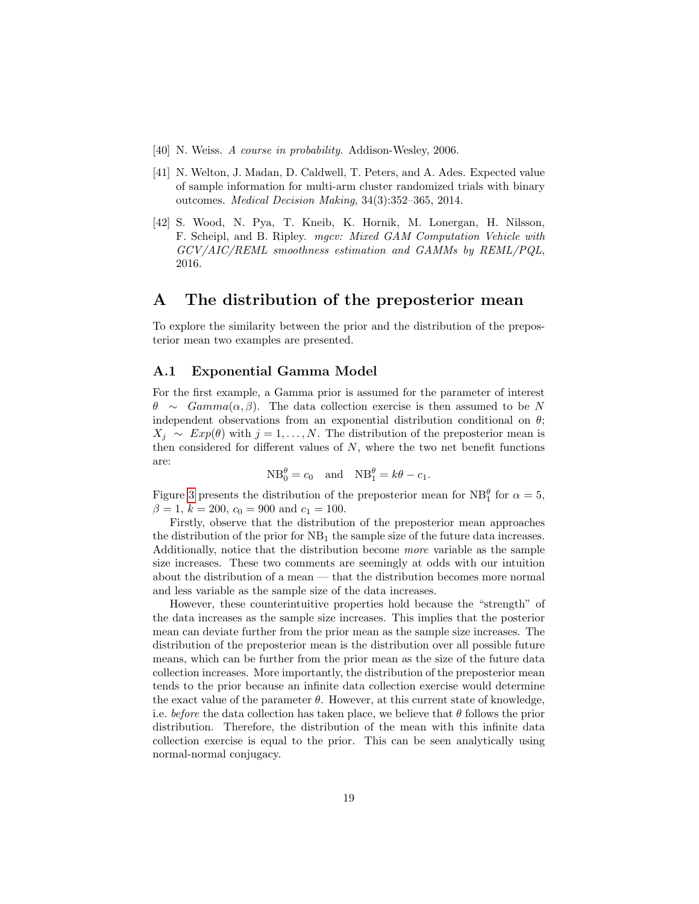[40] N. Weiss. *A course in probability*. Addison-Wesley, 2006.

[41] N. Welton, J. Madan, D. Caldwell, T. Peters, and A. Ades. Expected value of sample information for multi-arm cluster randomized trials with binary outcomes. *Medical Decision Making*, 34(3):352–365, 2014.

[42] S. Wood, N. Pya, T. Kneib, K. Hornik, M. Lonergan, H. Nilsson, F. Scheipl, and B. Ripley. *mgcv: Mixed GAM Computation Vehicle with GCV/AIC/REML smoothness estimation and GAMMs by REML/PQL*, 2016.

# A The distribution of the preposterior mean

To explore the similarity between the prior and the distribution of the preposterior mean two examples are presented.

## A.1 Exponential Gamma Model

For the first example, a Gamma prior is assumed for the parameter of interest $\theta \sim Gamma(\alpha, \beta)$. The data collection exercise is then assumed to be $N$ independent observations from an exponential distribution conditional on $\theta$; $X_j \sim Exp(\theta)$ with $j = 1, \ldots, N$. The distribution of the preposterior mean is then considered for different values of $N$, where the two net benefit functions are:

$$\mathrm{NB}_0^\theta = c_0 \quad \text{and} \quad \mathrm{NB}_1^\theta = k\theta - c_1.$$

Figure 3 presents the distribution of the preposterior mean for $\mathrm{NB}_1^\theta$ for $\alpha = 5$, $\beta = 1$, $k = 200$, $c_0 = 900$ and $c_1 = 100$.

Firstly, observe that the distribution of the preposterior mean approaches the distribution of the prior for $\mathrm{NB}_1$ the sample size of the future data increases. Additionally, notice that the distribution become *more* variable as the sample size increases. These two comments are seemingly at odds with our intuition about the distribution of a mean — that the distribution becomes more normal and less variable as the sample size of the data increases.

However, these counterintuitive properties hold because the "strength" of the data increases as the sample size increases. This implies that the posterior mean can deviate further from the prior mean as the sample size increases. The distribution of the preposterior mean is the distribution over all possible future means, which can be further from the prior mean as the size of the future data collection increases. More importantly, the distribution of the preposterior mean tends to the prior because an infinite data collection exercise would determine the exact value of the parameter $\theta$. However, at this current state of knowledge, i.e. *before* the data collection has taken place, we believe that $\theta$ follows the prior distribution. Therefore, the distribution of the mean with this infinite data collection exercise is equal to the prior. This can be seen analytically using normal-normal conjugacy.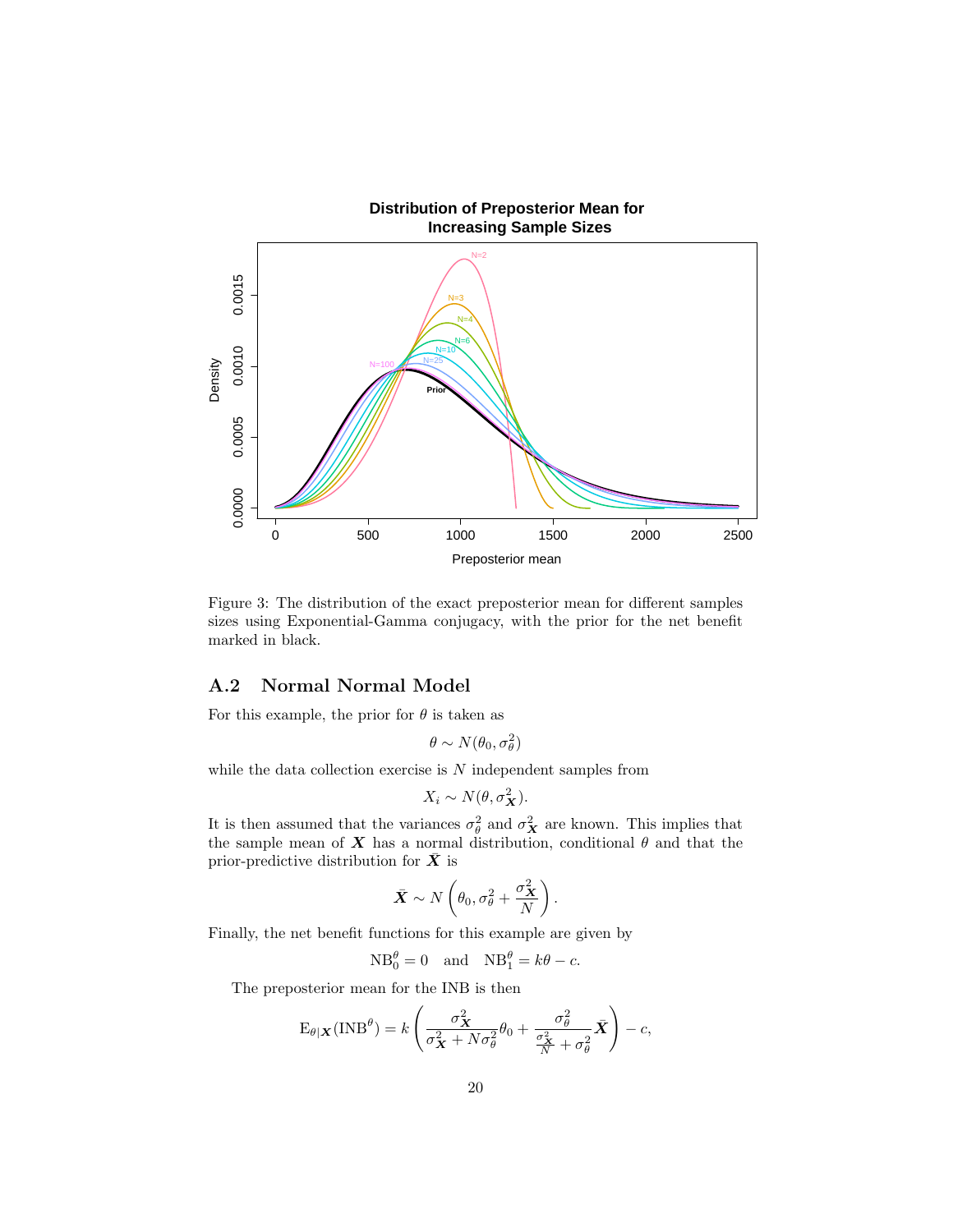Figure 3: The distribution of the exact preposterior mean for different samples sizes using Exponential-Gamma conjugacy, with the prior for the net benefit marked in black.

## A.2 Normal Normal Model

For this example, the prior for $\theta$ is taken as

$$\theta \sim N(\theta_0, \sigma_\theta^2)$$

while the data collection exercise is $N$ independent samples from

$$X_i \sim N(\theta, \sigma_{\boldsymbol{X}}^2).$$

It is then assumed that the variances $\sigma_\theta^2$ and $\sigma_{\boldsymbol{X}}^2$ are known. This implies that the sample mean of $\boldsymbol{X}$ has a normal distribution, conditional $\theta$ and that the prior-predictive distribution for $\bar{\boldsymbol{X}}$ is

$$\bar{\boldsymbol{X}} \sim N\left(\theta_0, \sigma_\theta^2 + \frac{\sigma_{\boldsymbol{X}}^2}{N}\right).$$

Finally, the net benefit functions for this example are given by

$$\text{NB}_0^\theta = 0 \quad \text{and} \quad \text{NB}_1^\theta = k\theta - c.$$

The preposterior mean for the INB is then

$$\text{E}_{\theta|\boldsymbol{X}}(\text{INB}^\theta) = k\left(\frac{\sigma_{\boldsymbol{X}}^2}{\sigma_{\boldsymbol{X}}^2 + N\sigma_\theta^2}\theta_0 + \frac{\sigma_\theta^2}{\frac{\sigma_{\boldsymbol{X}}^2}{N} + \sigma_\theta^2}\bar{\boldsymbol{X}}\right) - c,$$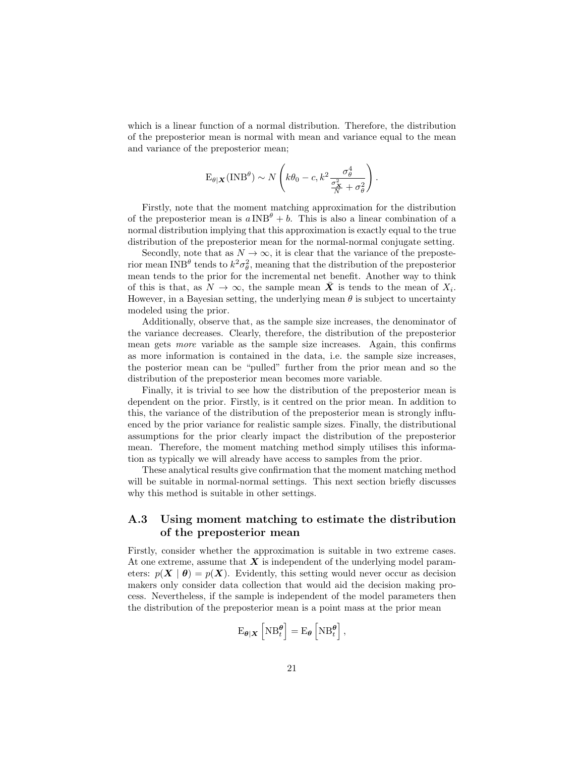which is a linear function of a normal distribution. Therefore, the distribution of the preposterior mean is normal with mean and variance equal to the mean and variance of the preposterior mean;

$$\mathrm{E}_{\theta \mid \boldsymbol{X}}(\mathrm{INB}^{\theta}) \sim N\left(k\theta_0 - c, k^2 \frac{\sigma_\theta^4}{\frac{\sigma_{\boldsymbol{X}}^2}{N} + \sigma_\theta^2}\right).$$

Firstly, note that the moment matching approximation for the distribution of the preposterior mean is $a\,\mathrm{INB}^{\theta} + b$. This is also a linear combination of a normal distribution implying that this approximation is exactly equal to the true distribution of the preposterior mean for the normal-normal conjugate setting.

Secondly, note that as $N \to \infty$, it is clear that the variance of the preposterior mean $\mathrm{INB}^{\theta}$ tends to $k^2\sigma_\theta^2$, meaning that the distribution of the preposterior mean tends to the prior for the incremental net benefit. Another way to think of this is that, as $N \to \infty$, the sample mean $\bar{\boldsymbol{X}}$ is tends to the mean of $X_i$. However, in a Bayesian setting, the underlying mean $\theta$ is subject to uncertainty modeled using the prior.

Additionally, observe that, as the sample size increases, the denominator of the variance decreases. Clearly, therefore, the distribution of the preposterior mean gets *more* variable as the sample size increases. Again, this confirms as more information is contained in the data, i.e. the sample size increases, the posterior mean can be "pulled" further from the prior mean and so the distribution of the preposterior mean becomes more variable.

Finally, it is trivial to see how the distribution of the preposterior mean is dependent on the prior. Firstly, is it centred on the prior mean. In addition to this, the variance of the distribution of the preposterior mean is strongly influenced by the prior variance for realistic sample sizes. Finally, the distributional assumptions for the prior clearly impact the distribution of the preposterior mean. Therefore, the moment matching method simply utilises this information as typically we will already have access to samples from the prior.

These analytical results give confirmation that the moment matching method will be suitable in normal-normal settings. This next section briefly discusses why this method is suitable in other settings.

## A.3 Using moment matching to estimate the distribution of the preposterior mean

Firstly, consider whether the approximation is suitable in two extreme cases. At one extreme, assume that $\boldsymbol{X}$ is independent of the underlying model parameters: $p(\boldsymbol{X} \mid \boldsymbol{\theta}) = p(\boldsymbol{X})$. Evidently, this setting would never occur as decision makers only consider data collection that would aid the decision making process. Nevertheless, if the sample is independent of the model parameters then the distribution of the preposterior mean is a point mass at the prior mean

$$\mathrm{E}_{\boldsymbol{\theta} \mid \boldsymbol{X}}\left[\mathrm{NB}_t^{\boldsymbol{\theta}}\right] = \mathrm{E}_{\boldsymbol{\theta}}\left[\mathrm{NB}_t^{\boldsymbol{\theta}}\right],$$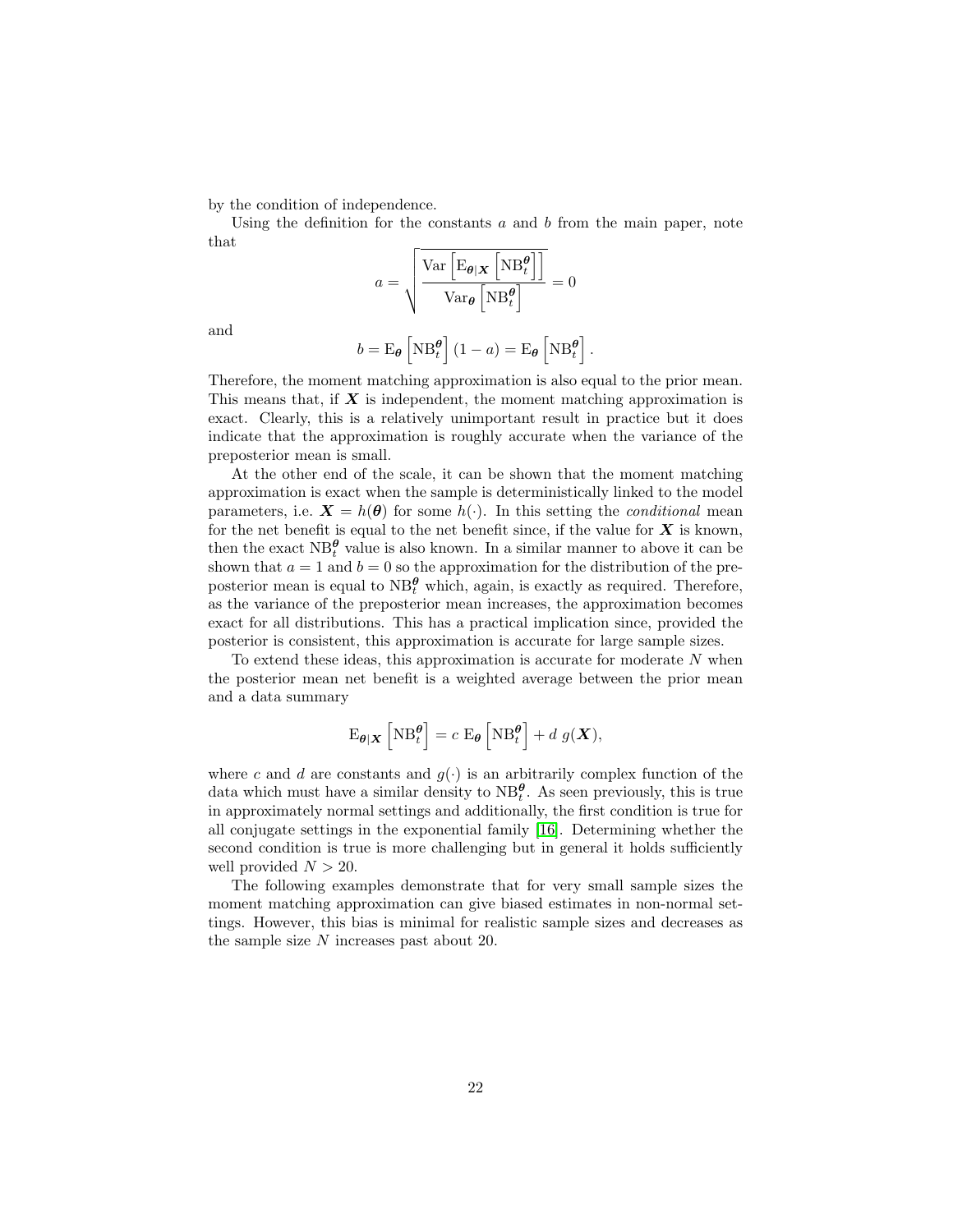by the condition of independence.

Using the definition for the constants $a$ and $b$ from the main paper, note that

$$a = \sqrt{\frac{\mathrm{Var}\left[\mathrm{E}_{\boldsymbol{\theta}|\boldsymbol{X}}\left[\mathrm{NB}_t^{\boldsymbol{\theta}}\right]\right]}{\mathrm{Var}_{\boldsymbol{\theta}}\left[\mathrm{NB}_t^{\boldsymbol{\theta}}\right]}} = 0$$

and

$$b = \mathrm{E}_{\boldsymbol{\theta}}\left[\mathrm{NB}_t^{\boldsymbol{\theta}}\right](1-a) = \mathrm{E}_{\boldsymbol{\theta}}\left[\mathrm{NB}_t^{\boldsymbol{\theta}}\right].$$

Therefore, the moment matching approximation is also equal to the prior mean. This means that, if $\boldsymbol{X}$ is independent, the moment matching approximation is exact. Clearly, this is a relatively unimportant result in practice but it does indicate that the approximation is roughly accurate when the variance of the preposterior mean is small.

At the other end of the scale, it can be shown that the moment matching approximation is exact when the sample is deterministically linked to the model parameters, i.e. $\boldsymbol{X} = h(\boldsymbol{\theta})$ for some $h(\cdot)$. In this setting the *conditional* mean for the net benefit is equal to the net benefit since, if the value for $\boldsymbol{X}$ is known, then the exact $\mathrm{NB}_t^{\boldsymbol{\theta}}$ value is also known. In a similar manner to above it can be shown that $a = 1$ and $b = 0$ so the approximation for the distribution of the preposterior mean is equal to $\mathrm{NB}_t^{\boldsymbol{\theta}}$ which, again, is exactly as required. Therefore, as the variance of the preposterior mean increases, the approximation becomes exact for all distributions. This has a practical implication since, provided the posterior is consistent, this approximation is accurate for large sample sizes.

To extend these ideas, this approximation is accurate for moderate $N$ when the posterior mean net benefit is a weighted average between the prior mean and a data summary

$$\mathrm{E}_{\boldsymbol{\theta}|\boldsymbol{X}}\left[\mathrm{NB}_t^{\boldsymbol{\theta}}\right] = c\ \mathrm{E}_{\boldsymbol{\theta}}\left[\mathrm{NB}_t^{\boldsymbol{\theta}}\right] + d\ g(\boldsymbol{X}),$$

where $c$ and $d$ are constants and $g(\cdot)$ is an arbitrarily complex function of the data which must have a similar density to $\mathrm{NB}_t^{\boldsymbol{\theta}}$. As seen previously, this is true in approximately normal settings and additionally, the first condition is true for all conjugate settings in the exponential family [16]. Determining whether the second condition is true is more challenging but in general it holds sufficiently well provided $N > 20$.

The following examples demonstrate that for very small sample sizes the moment matching approximation can give biased estimates in non-normal settings. However, this bias is minimal for realistic sample sizes and decreases as the sample size $N$ increases past about 20.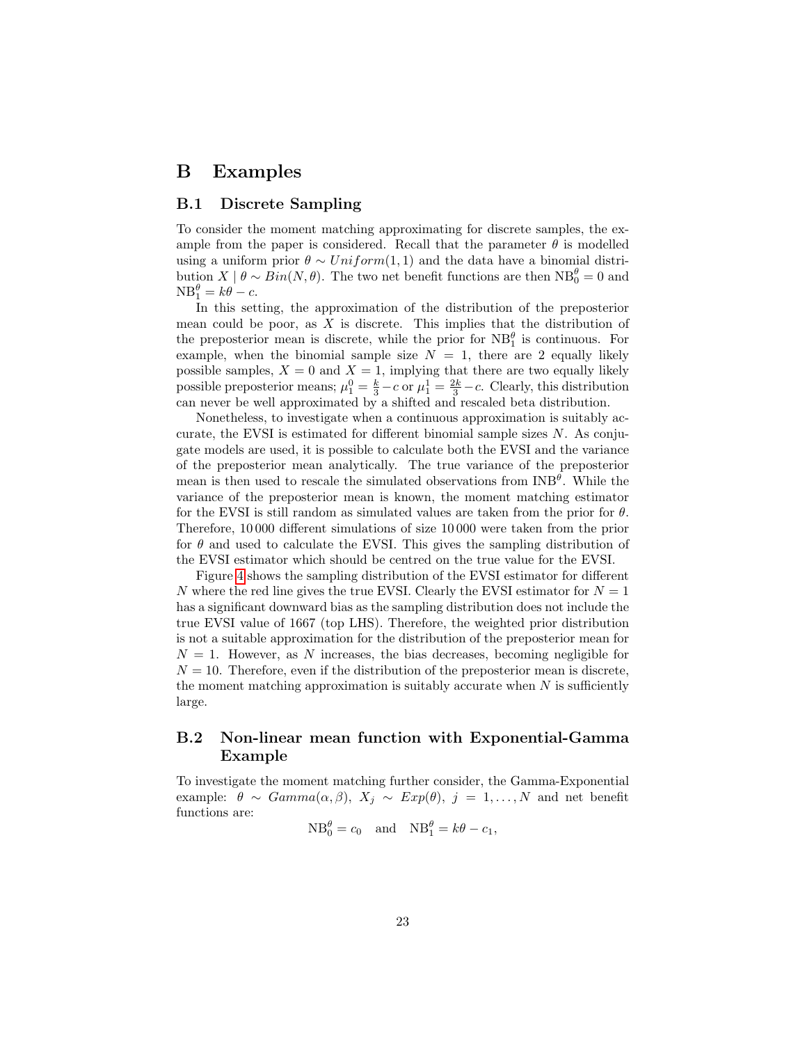# B Examples

## B.1 Discrete Sampling

To consider the moment matching approximating for discrete samples, the example from the paper is considered. Recall that the parameter $\theta$ is modelled using a uniform prior $\theta \sim Uniform(1,1)$ and the data have a binomial distribution $X \mid \theta \sim Bin(N, \theta)$. The two net benefit functions are then $\text{NB}_0^\theta = 0$ and $\text{NB}_1^\theta = k\theta - c$.

In this setting, the approximation of the distribution of the preposterior mean could be poor, as $X$ is discrete. This implies that the distribution of the preposterior mean is discrete, while the prior for $\text{NB}_1^\theta$ is continuous. For example, when the binomial sample size $N = 1$, there are 2 equally likely possible samples, $X = 0$ and $X = 1$, implying that there are two equally likely possible preposterior means; $\mu_1^0 = \frac{k}{3} - c$ or $\mu_1^1 = \frac{2k}{3} - c$. Clearly, this distribution can never be well approximated by a shifted and rescaled beta distribution.

Nonetheless, to investigate when a continuous approximation is suitably accurate, the EVSI is estimated for different binomial sample sizes $N$. As conjugate models are used, it is possible to calculate both the EVSI and the variance of the preposterior mean analytically. The true variance of the preposterior mean is then used to rescale the simulated observations from $\text{INB}^\theta$. While the variance of the preposterior mean is known, the moment matching estimator for the EVSI is still random as simulated values are taken from the prior for $\theta$. Therefore, 10 000 different simulations of size 10 000 were taken from the prior for $\theta$ and used to calculate the EVSI. This gives the sampling distribution of the EVSI estimator which should be centred on the true value for the EVSI.

Figure 4 shows the sampling distribution of the EVSI estimator for different $N$ where the red line gives the true EVSI. Clearly the EVSI estimator for $N = 1$ has a significant downward bias as the sampling distribution does not include the true EVSI value of 1667 (top LHS). Therefore, the weighted prior distribution is not a suitable approximation for the distribution of the preposterior mean for $N = 1$. However, as $N$ increases, the bias decreases, becoming negligible for $N = 10$. Therefore, even if the distribution of the preposterior mean is discrete, the moment matching approximation is suitably accurate when $N$ is sufficiently large.

## B.2 Non-linear mean function with Exponential-Gamma Example

To investigate the moment matching further consider, the Gamma-Exponential example: $\theta \sim Gamma(\alpha, \beta)$, $X_j \sim Exp(\theta)$, $j = 1, \ldots, N$ and net benefit functions are:

$$\text{NB}_0^\theta = c_0 \quad \text{and} \quad \text{NB}_1^\theta = k\theta - c_1,$$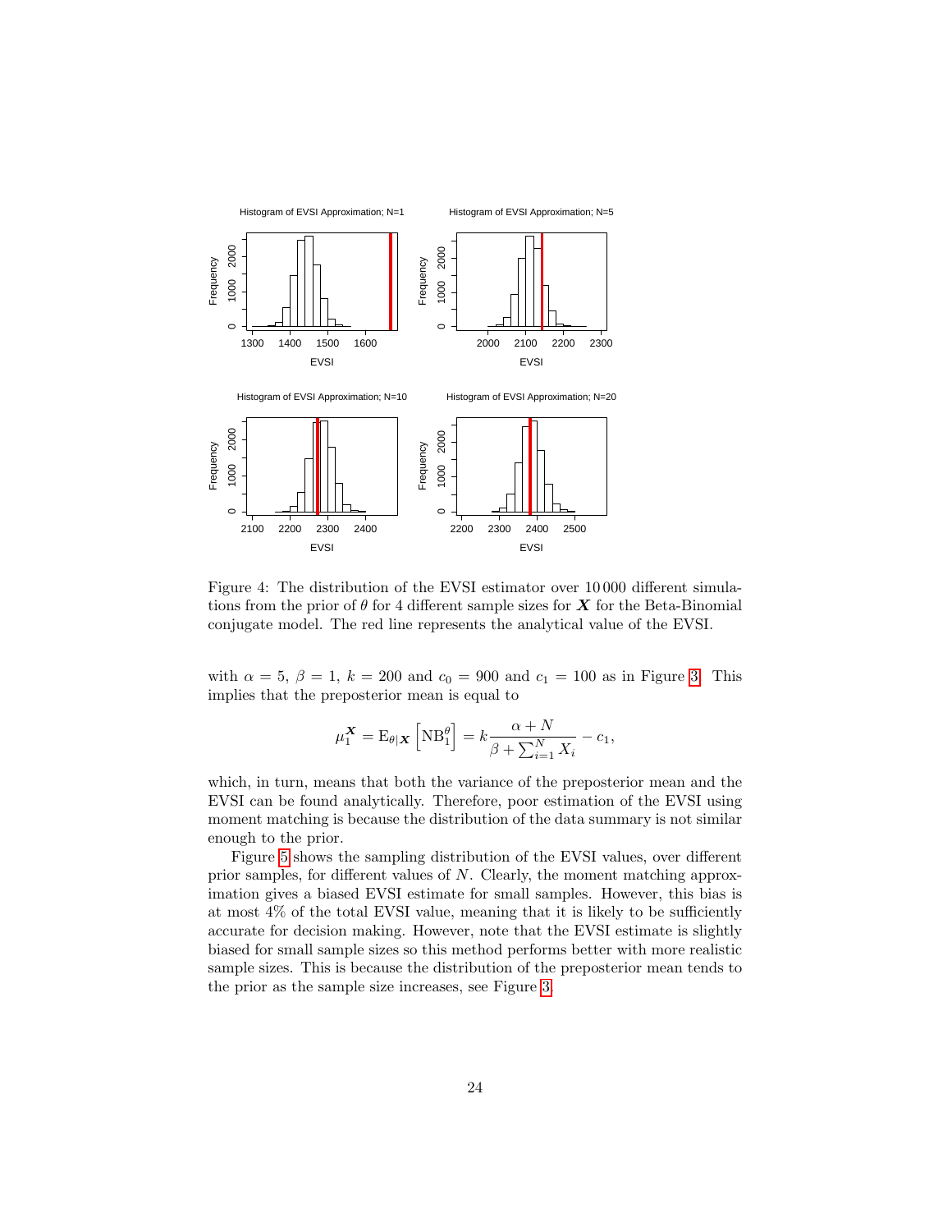Figure 4: The distribution of the EVSI estimator over 10 000 different simulations from the prior of $\theta$ for 4 different sample sizes for $\boldsymbol{X}$ for the Beta-Binomial conjugate model. The red line represents the analytical value of the EVSI.

with $\alpha = 5$, $\beta = 1$, $k = 200$ and $c_0 = 900$ and $c_1 = 100$ as in Figure 3. This implies that the preposterior mean is equal to

$$\mu_1^{\boldsymbol{X}} = \mathrm{E}_{\theta|\boldsymbol{X}}\left[\mathrm{NB}_1^{\theta}\right] = k\frac{\alpha + N}{\beta + \sum_{i=1}^{N} X_i} - c_1,$$

which, in turn, means that both the variance of the preposterior mean and the EVSI can be found analytically. Therefore, poor estimation of the EVSI using moment matching is because the distribution of the data summary is not similar enough to the prior.

Figure 5 shows the sampling distribution of the EVSI values, over different prior samples, for different values of $N$. Clearly, the moment matching approximation gives a biased EVSI estimate for small samples. However, this bias is at most 4% of the total EVSI value, meaning that it is likely to be sufficiently accurate for decision making. However, note that the EVSI estimate is slightly biased for small sample sizes so this method performs better with more realistic sample sizes. This is because the distribution of the preposterior mean tends to the prior as the sample size increases, see Figure 3.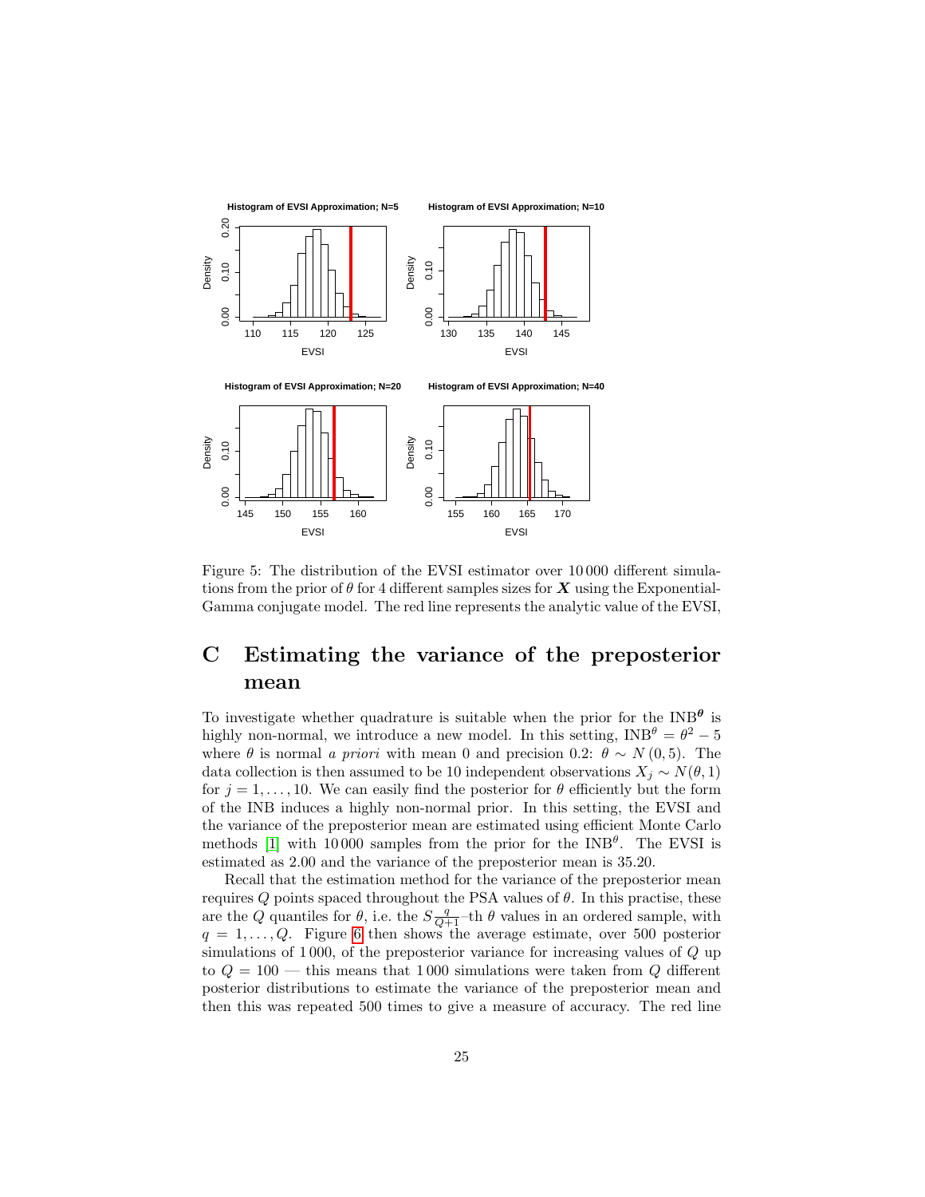Figure 5: The distribution of the EVSI estimator over 10 000 different simulations from the prior of $\theta$ for 4 different samples sizes for $\boldsymbol{X}$ using the Exponential-Gamma conjugate model. The red line represents the analytic value of the EVSI,

# C Estimating the variance of the preposterior mean

To investigate whether quadrature is suitable when the prior for the $\text{INB}^{\boldsymbol{\theta}}$ is highly non-normal, we introduce a new model. In this setting, $\text{INB}^{\theta} = \theta^2 - 5$ where $\theta$ is normal *a priori* with mean 0 and precision 0.2: $\theta \sim N(0, 5)$. The data collection is then assumed to be 10 independent observations $X_j \sim N(\theta, 1)$ for $j = 1, \ldots, 10$. We can easily find the posterior for $\theta$ efficiently but the form of the INB induces a highly non-normal prior. In this setting, the EVSI and the variance of the preposterior mean are estimated using efficient Monte Carlo methods [1] with 10 000 samples from the prior for the $\text{INB}^{\theta}$. The EVSI is estimated as 2.00 and the variance of the preposterior mean is 35.20.

Recall that the estimation method for the variance of the preposterior mean requires $Q$ points spaced throughout the PSA values of $\theta$. In this practise, these are the $Q$ quantiles for $\theta$, i.e. the $S\frac{q}{Q+1}$–th $\theta$ values in an ordered sample, with $q = 1, \ldots, Q$. Figure 6 then shows the average estimate, over 500 posterior simulations of 1 000, of the preposterior variance for increasing values of $Q$ up to $Q = 100$ — this means that 1 000 simulations were taken from $Q$ different posterior distributions to estimate the variance of the preposterior mean and then this was repeated 500 times to give a measure of accuracy. The red line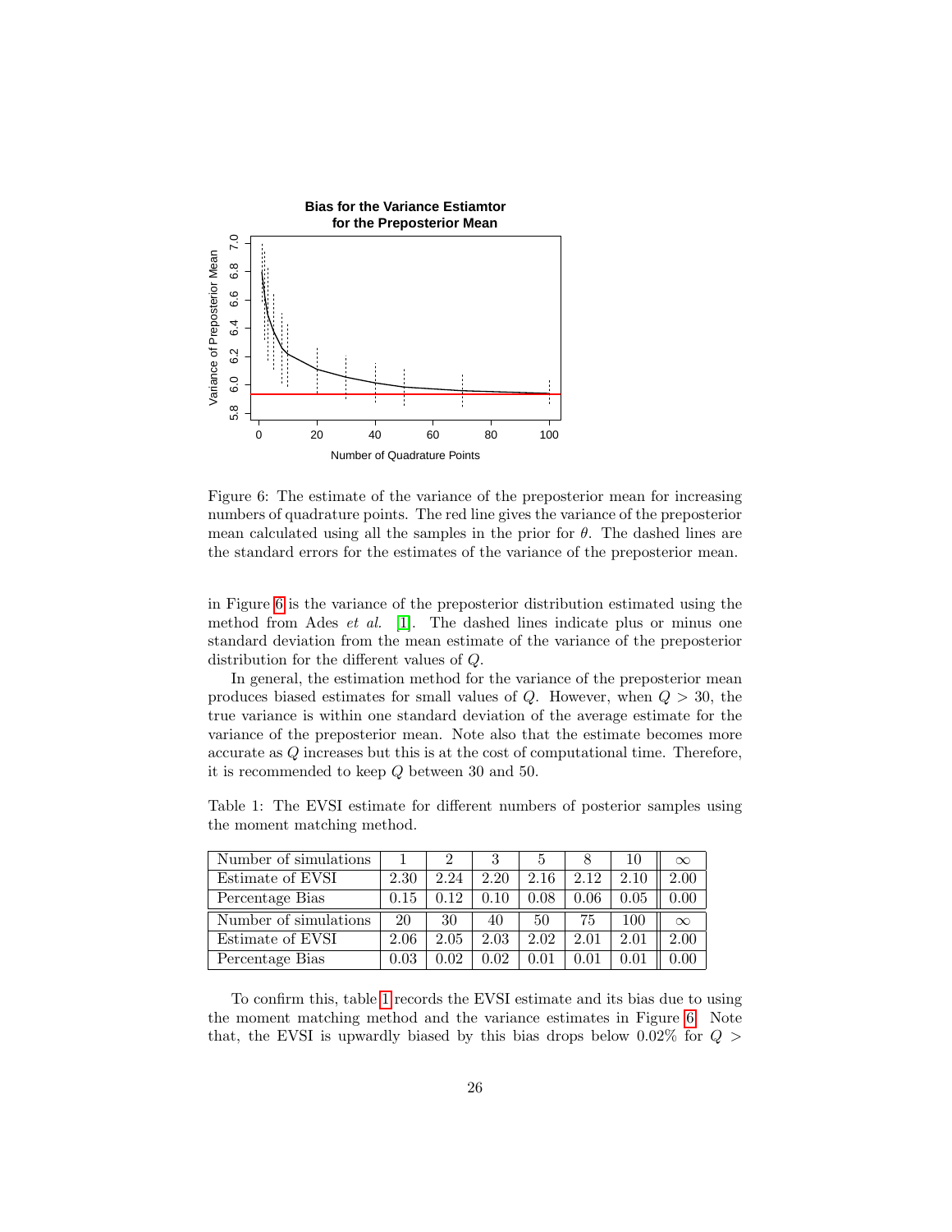Figure 6: The estimate of the variance of the preposterior mean for increasing numbers of quadrature points. The red line gives the variance of the preposterior mean calculated using all the samples in the prior for $\theta$. The dashed lines are the standard errors for the estimates of the variance of the preposterior mean.

in Figure 6 is the variance of the preposterior distribution estimated using the method from Ades *et al.* [1]. The dashed lines indicate plus or minus one standard deviation from the mean estimate of the variance of the preposterior distribution for the different values of $Q$.

In general, the estimation method for the variance of the preposterior mean produces biased estimates for small values of $Q$. However, when $Q > 30$, the true variance is within one standard deviation of the average estimate for the variance of the preposterior mean. Note also that the estimate becomes more accurate as $Q$ increases but this is at the cost of computational time. Therefore, it is recommended to keep $Q$ between 30 and 50.

Table 1: The EVSI estimate for different numbers of posterior samples using the moment matching method.

| Number of simulations | 1 | 2 | 3 | 5 | 8 | 10 | $\infty$ |
|---|---|---|---|---|---|---|---|
| Estimate of EVSI | 2.30 | 2.24 | 2.20 | 2.16 | 2.12 | 2.10 | 2.00 |
| Percentage Bias | 0.15 | 0.12 | 0.10 | 0.08 | 0.06 | 0.05 | 0.00 |
| Number of simulations | 20 | 30 | 40 | 50 | 75 | 100 | $\infty$ |
| Estimate of EVSI | 2.06 | 2.05 | 2.03 | 2.02 | 2.01 | 2.01 | 2.00 |
| Percentage Bias | 0.03 | 0.02 | 0.02 | 0.01 | 0.01 | 0.01 | 0.00 |

To confirm this, table 1 records the EVSI estimate and its bias due to using the moment matching method and the variance estimates in Figure 6. Note that, the EVSI is upwardly biased by this bias drops below 0.02% for $Q >$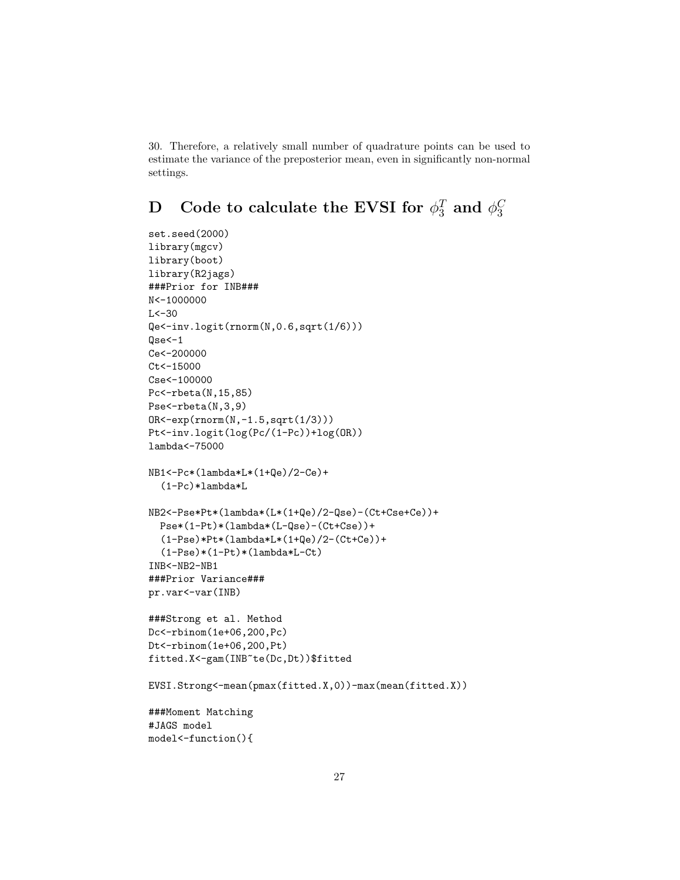30. Therefore, a relatively small number of quadrature points can be used to estimate the variance of the preposterior mean, even in significantly non-normal settings.

# D Code to calculate the EVSI for $\phi_3^T$ and $\phi_3^C$

```
set.seed(2000)
library(mgcv)
library(boot)
library(R2jags)
###Prior for INB###
N<-1000000
L<-30
Qe<-inv.logit(rnorm(N,0.6,sqrt(1/6)))
Qse<-1
Ce<-200000
Ct<-15000
Cse<-100000
Pc<-rbeta(N,15,85)
Pse<-rbeta(N,3,9)
OR<-exp(rnorm(N,-1.5,sqrt(1/3)))
Pt<-inv.logit(log(Pc/(1-Pc))+log(OR))
lambda<-75000

NB1<-Pc*(lambda*L*(1+Qe)/2-Ce)+
  (1-Pc)*lambda*L

NB2<-Pse*Pt*(lambda*(L*(1+Qe)/2-Qse)-(Ct+Cse+Ce))+
  Pse*(1-Pt)*(lambda*(L-Qse)-(Ct+Cse))+
  (1-Pse)*Pt*(lambda*L*(1+Qe)/2-(Ct+Ce))+
  (1-Pse)*(1-Pt)*(lambda*L-Ct)
INB<-NB2-NB1
###Prior Variance###
pr.var<-var(INB)

###Strong et al. Method
Dc<-rbinom(1e+06,200,Pc)
Dt<-rbinom(1e+06,200,Pt)
fitted.X<-gam(INB~te(Dc,Dt))$fitted

EVSI.Strong<-mean(pmax(fitted.X,0))-max(mean(fitted.X))

###Moment Matching
#JAGS model
model<-function(){
```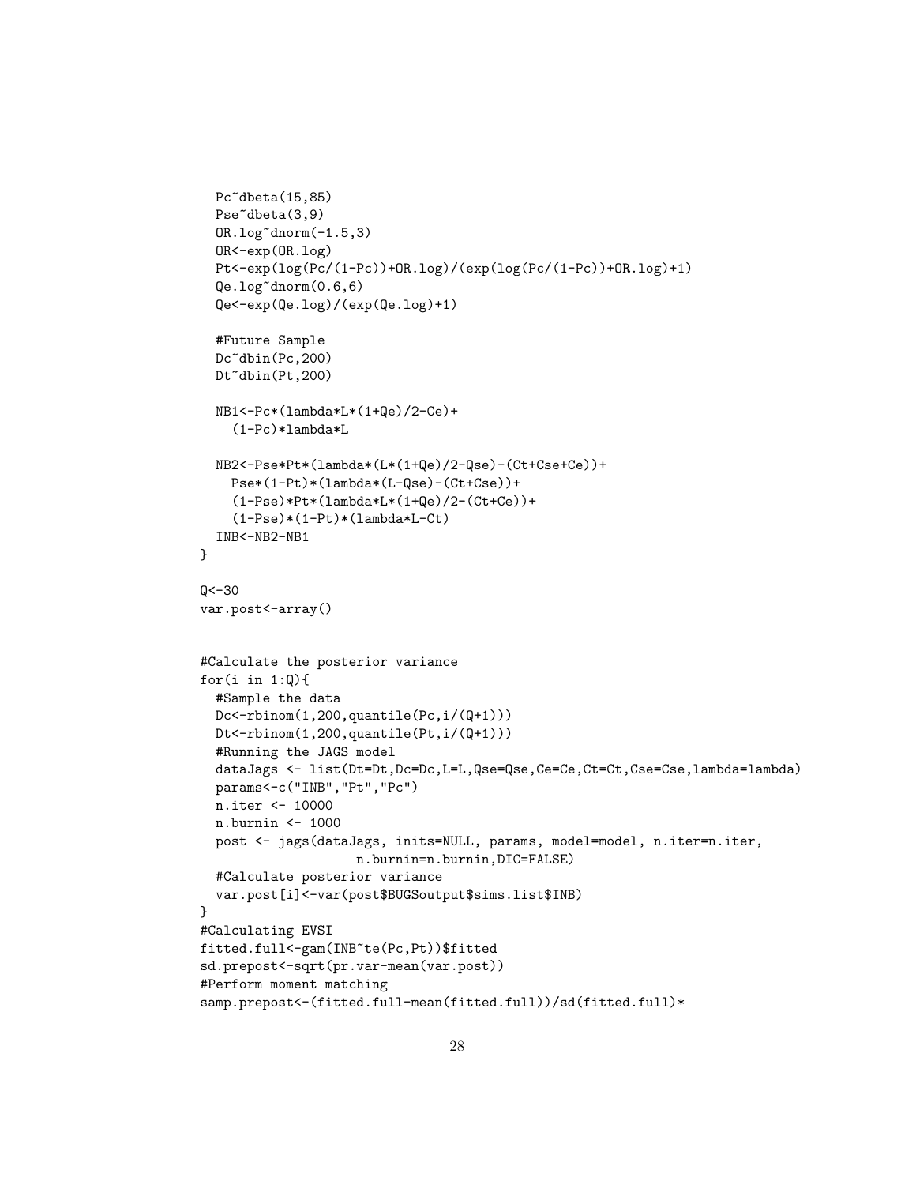```
  Pc~dbeta(15,85)
  Pse~dbeta(3,9)
  OR.log~dnorm(-1.5,3)
  OR<-exp(OR.log)
  Pt<-exp(log(Pc/(1-Pc))+OR.log)/(exp(log(Pc/(1-Pc))+OR.log)+1)
  Qe.log~dnorm(0.6,6)
  Qe<-exp(Qe.log)/(exp(Qe.log)+1)

  #Future Sample
  Dc~dbin(Pc,200)
  Dt~dbin(Pt,200)

  NB1<-Pc*(lambda*L*(1+Qe)/2-Ce)+
    (1-Pc)*lambda*L

  NB2<-Pse*Pt*(lambda*(L*(1+Qe)/2-Qse)-(Ct+Cse+Ce))+
   Pse*(1-Pt)*(lambda*(L-Qse)-(Ct+Cse))+
    (1-Pse)*Pt*(lambda*L*(1+Qe)/2-(Ct+Ce))+
    (1-Pse)*(1-Pt)*(lambda*L-Ct)
  INB<-NB2-NB1
}

Q<-30
var.post<-array()


#Calculate the posterior variance
for(i in 1:Q){
  #Sample the data
  Dc<-rbinom(1,200,quantile(Pc,i/(Q+1)))
  Dt<-rbinom(1,200,quantile(Pt,i/(Q+1)))
  #Running the JAGS model
  dataJags <- list(Dt=Dt,Dc=Dc,L=L,Qse=Qse,Ce=Ce,Ct=Ct,Cse=Cse,lambda=lambda)
  params<-c("INB","Pt","Pc")
  n.iter <- 10000
  n.burnin <- 1000
  post <- jags(dataJags, inits=NULL, params, model=model, n.iter=n.iter,
                   n.burnin=n.burnin,DIC=FALSE)
  #Calculate posterior variance
  var.post[i]<-var(post$BUGSoutput$sims.list$INB)
}
#Calculating EVSI
fitted.full<-gam(INB~te(Pc,Pt))$fitted
sd.prepost<-sqrt(pr.var-mean(var.post))
#Perform moment matching
samp.prepost<-(fitted.full-mean(fitted.full))/sd(fitted.full)*
```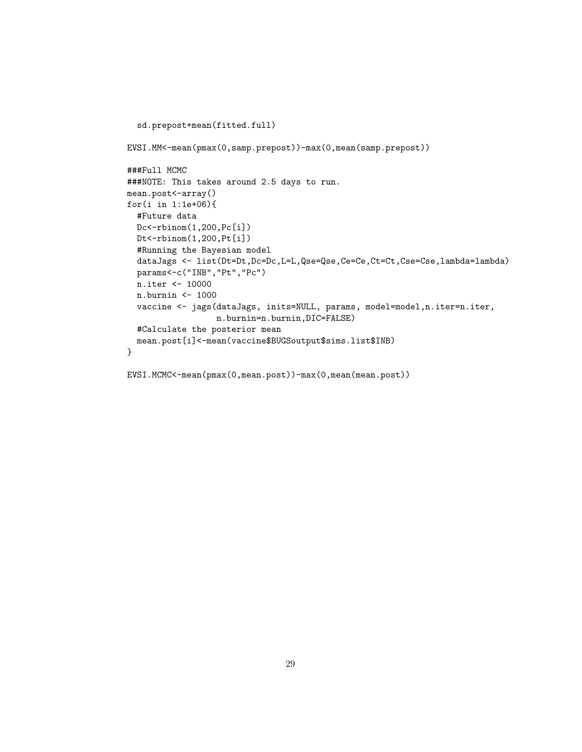```
  sd.prepost+mean(fitted.full)

EVSI.MM<-mean(pmax(0,samp.prepost))-max(0,mean(samp.prepost))

###Full MCMC
###NOTE: This takes around 2.5 days to run.
mean.post<-array()
for(i in 1:1e+06){
  #Future data
  Dc<-rbinom(1,200,Pc[i])
  Dt<-rbinom(1,200,Pt[i])
  #Running the Bayesian model
  dataJags <- list(Dt=Dt,Dc=Dc,L=L,Qse=Qse,Ce=Ce,Ct=Ct,Cse=Cse,lambda=lambda)
  params<-c("INB","Pt","Pc")
  n.iter <- 10000
  n.burnin <- 1000
  vaccine <- jags(dataJags, inits=NULL, params, model=model,n.iter=n.iter,
                  n.burnin=n.burnin,DIC=FALSE)
  #Calculate the posterior mean
  mean.post[i]<-mean(vaccine$BUGSoutput$sims.list$INB)
}

EVSI.MCMC<-mean(pmax(0,mean.post))-max(0,mean(mean.post))
```